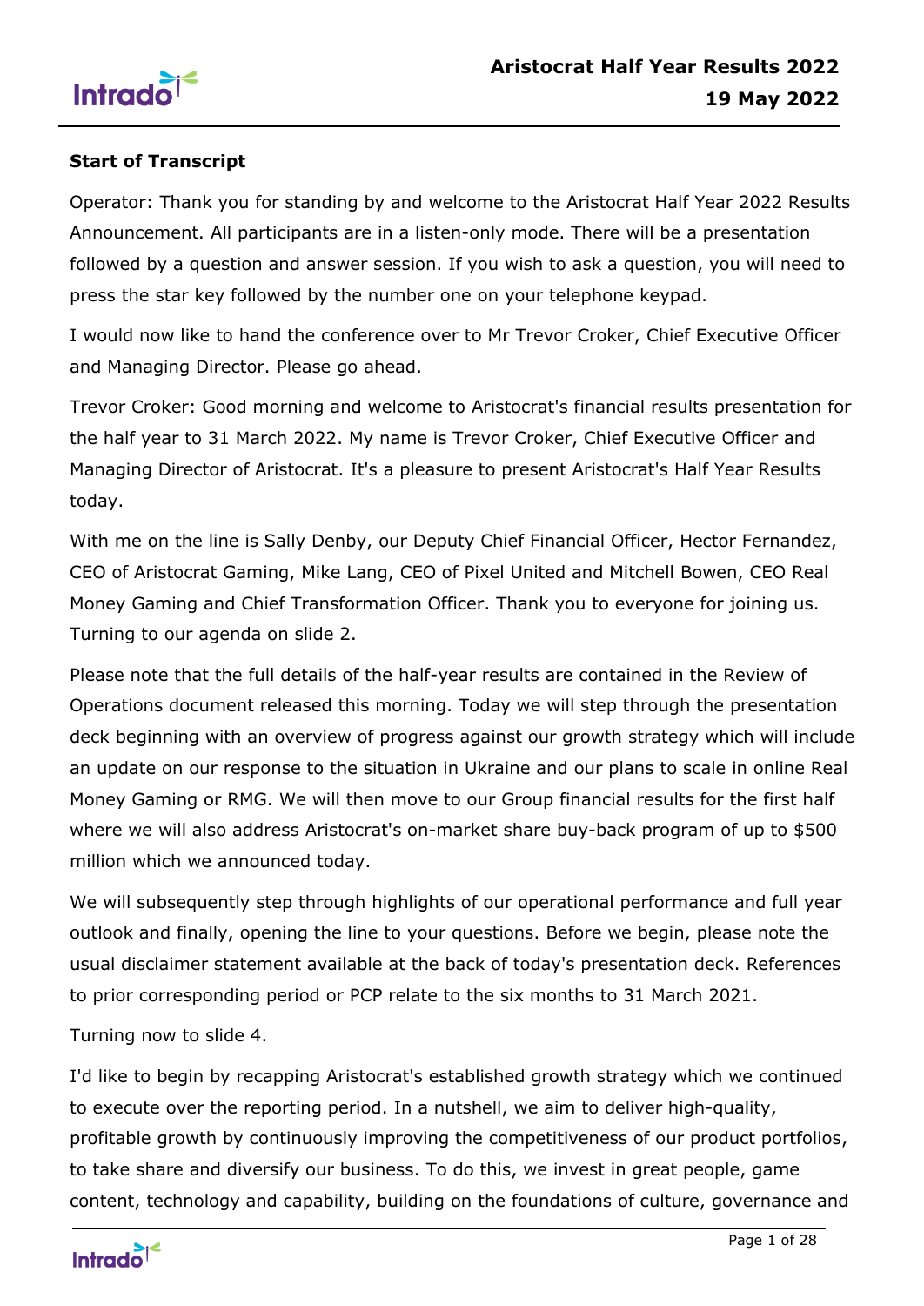**Start of Transcript**

Operator: Thank you for standing by and welcome to the Aristocrat Half Year 2022 Results Announcement. All participants are in a listen-only mode. There will be a presentation followed by a question and answer session. If you wish to ask a question, you will need to press the star key followed by the number one on your telephone keypad.

I would now like to hand the conference over to Mr Trevor Croker, Chief Executive Officer and Managing Director. Please go ahead.

Trevor Croker: Good morning and welcome to Aristocrat's financial results presentation for the half year to 31 March 2022. My name is Trevor Croker, Chief Executive Officer and Managing Director of Aristocrat. It's a pleasure to present Aristocrat's Half Year Results today.

With me on the line is Sally Denby, our Deputy Chief Financial Officer, Hector Fernandez, CEO of Aristocrat Gaming, Mike Lang, CEO of Pixel United and Mitchell Bowen, CEO Real Money Gaming and Chief Transformation Officer. Thank you to everyone for joining us. Turning to our agenda on slide 2.

Please note that the full details of the half-year results are contained in the Review of Operations document released this morning. Today we will step through the presentation deck beginning with an overview of progress against our growth strategy which will include an update on our response to the situation in Ukraine and our plans to scale in online Real Money Gaming or RMG. We will then move to our Group financial results for the first half where we will also address Aristocrat's on-market share buy-back program of up to $500 million which we announced today.

We will subsequently step through highlights of our operational performance and full year outlook and finally, opening the line to your questions. Before we begin, please note the usual disclaimer statement available at the back of today's presentation deck. References to prior corresponding period or PCP relate to the six months to 31 March 2021.

Turning now to slide 4.

I'd like to begin by recapping Aristocrat's established growth strategy which we continued to execute over the reporting period. In a nutshell, we aim to deliver high-quality, profitable growth by continuously improving the competitiveness of our product portfolios, to take share and diversify our business. To do this, we invest in great people, game content, technology and capability, building on the foundations of culture, governance and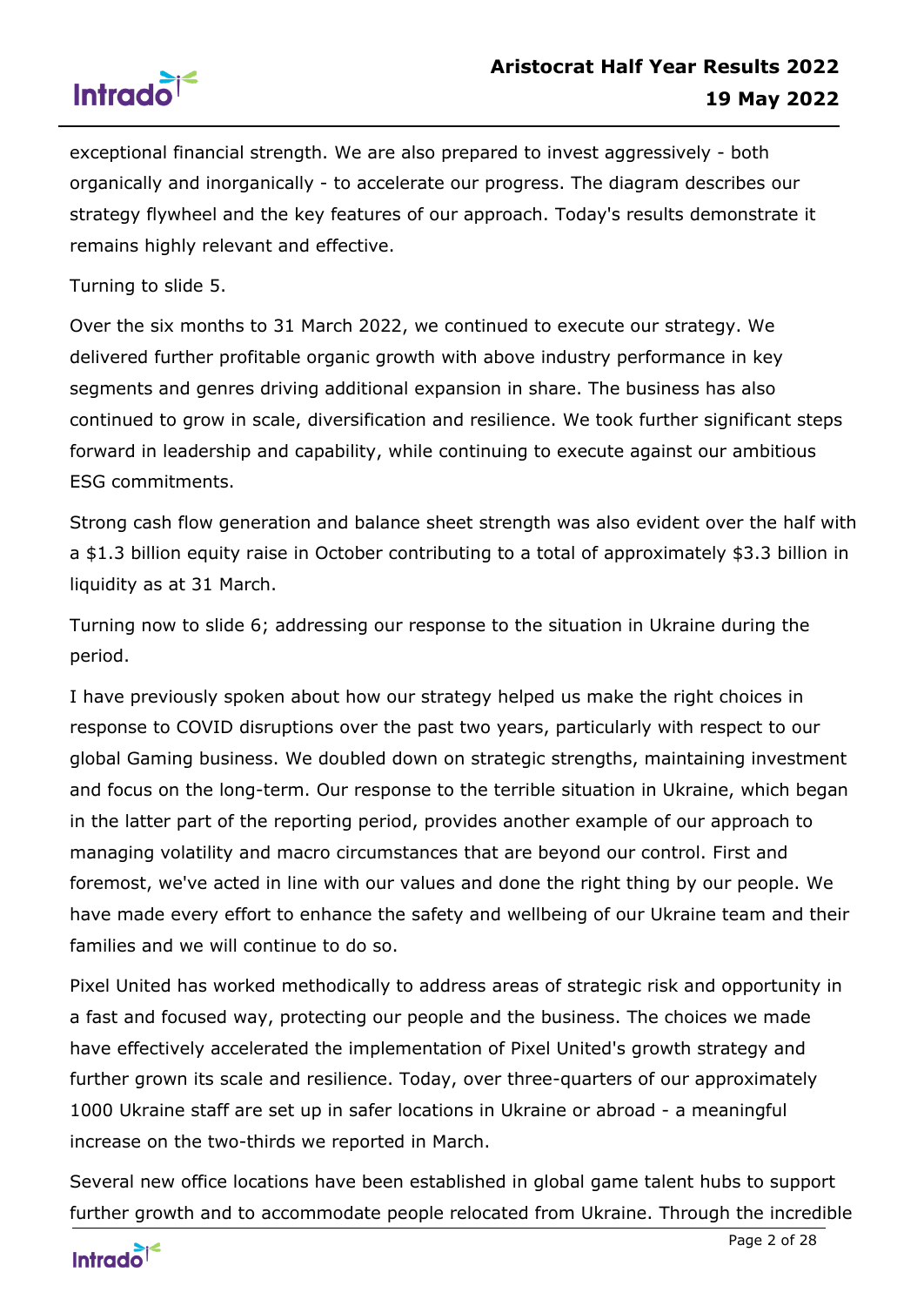exceptional financial strength. We are also prepared to invest aggressively - both organically and inorganically - to accelerate our progress. The diagram describes our strategy flywheel and the key features of our approach. Today's results demonstrate it remains highly relevant and effective.

Turning to slide 5.

Over the six months to 31 March 2022, we continued to execute our strategy. We delivered further profitable organic growth with above industry performance in key segments and genres driving additional expansion in share. The business has also continued to grow in scale, diversification and resilience. We took further significant steps forward in leadership and capability, while continuing to execute against our ambitious ESG commitments.

Strong cash flow generation and balance sheet strength was also evident over the half with a $1.3 billion equity raise in October contributing to a total of approximately $3.3 billion in liquidity as at 31 March.

Turning now to slide 6; addressing our response to the situation in Ukraine during the period.

I have previously spoken about how our strategy helped us make the right choices in response to COVID disruptions over the past two years, particularly with respect to our global Gaming business. We doubled down on strategic strengths, maintaining investment and focus on the long-term. Our response to the terrible situation in Ukraine, which began in the latter part of the reporting period, provides another example of our approach to managing volatility and macro circumstances that are beyond our control. First and foremost, we've acted in line with our values and done the right thing by our people. We have made every effort to enhance the safety and wellbeing of our Ukraine team and their families and we will continue to do so.

Pixel United has worked methodically to address areas of strategic risk and opportunity in a fast and focused way, protecting our people and the business. The choices we made have effectively accelerated the implementation of Pixel United's growth strategy and further grown its scale and resilience. Today, over three-quarters of our approximately 1000 Ukraine staff are set up in safer locations in Ukraine or abroad - a meaningful increase on the two-thirds we reported in March.

Several new office locations have been established in global game talent hubs to support further growth and to accommodate people relocated from Ukraine. Through the incredible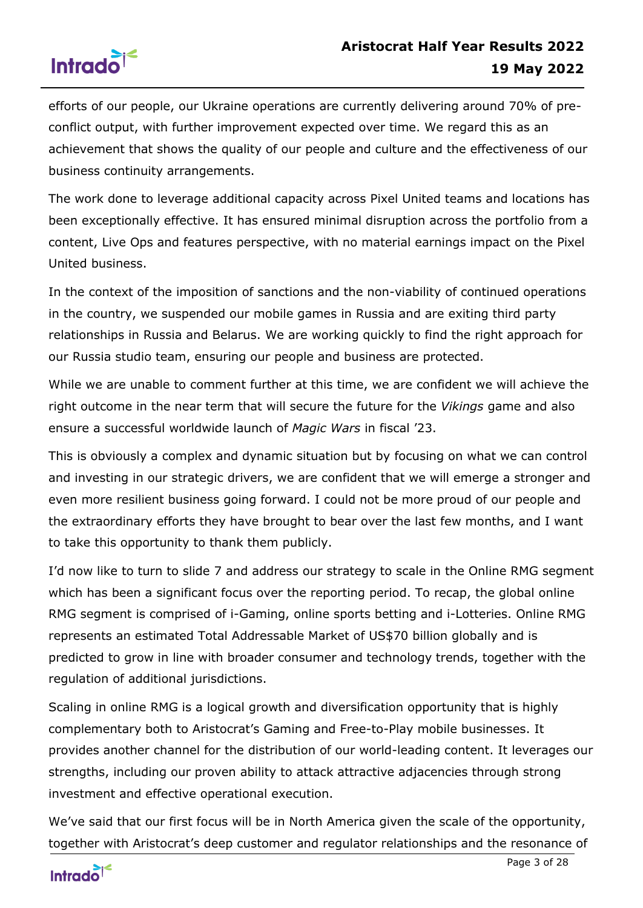efforts of our people, our Ukraine operations are currently delivering around 70% of pre-conflict output, with further improvement expected over time. We regard this as an achievement that shows the quality of our people and culture and the effectiveness of our business continuity arrangements.

The work done to leverage additional capacity across Pixel United teams and locations has been exceptionally effective. It has ensured minimal disruption across the portfolio from a content, Live Ops and features perspective, with no material earnings impact on the Pixel United business.

In the context of the imposition of sanctions and the non-viability of continued operations in the country, we suspended our mobile games in Russia and are exiting third party relationships in Russia and Belarus. We are working quickly to find the right approach for our Russia studio team, ensuring our people and business are protected.

While we are unable to comment further at this time, we are confident we will achieve the right outcome in the near term that will secure the future for the *Vikings* game and also ensure a successful worldwide launch of *Magic Wars* in fiscal '23.

This is obviously a complex and dynamic situation but by focusing on what we can control and investing in our strategic drivers, we are confident that we will emerge a stronger and even more resilient business going forward. I could not be more proud of our people and the extraordinary efforts they have brought to bear over the last few months, and I want to take this opportunity to thank them publicly.

I'd now like to turn to slide 7 and address our strategy to scale in the Online RMG segment which has been a significant focus over the reporting period. To recap, the global online RMG segment is comprised of i-Gaming, online sports betting and i-Lotteries. Online RMG represents an estimated Total Addressable Market of US$70 billion globally and is predicted to grow in line with broader consumer and technology trends, together with the regulation of additional jurisdictions.

Scaling in online RMG is a logical growth and diversification opportunity that is highly complementary both to Aristocrat's Gaming and Free-to-Play mobile businesses. It provides another channel for the distribution of our world-leading content. It leverages our strengths, including our proven ability to attack attractive adjacencies through strong investment and effective operational execution.

We've said that our first focus will be in North America given the scale of the opportunity, together with Aristocrat's deep customer and regulator relationships and the resonance of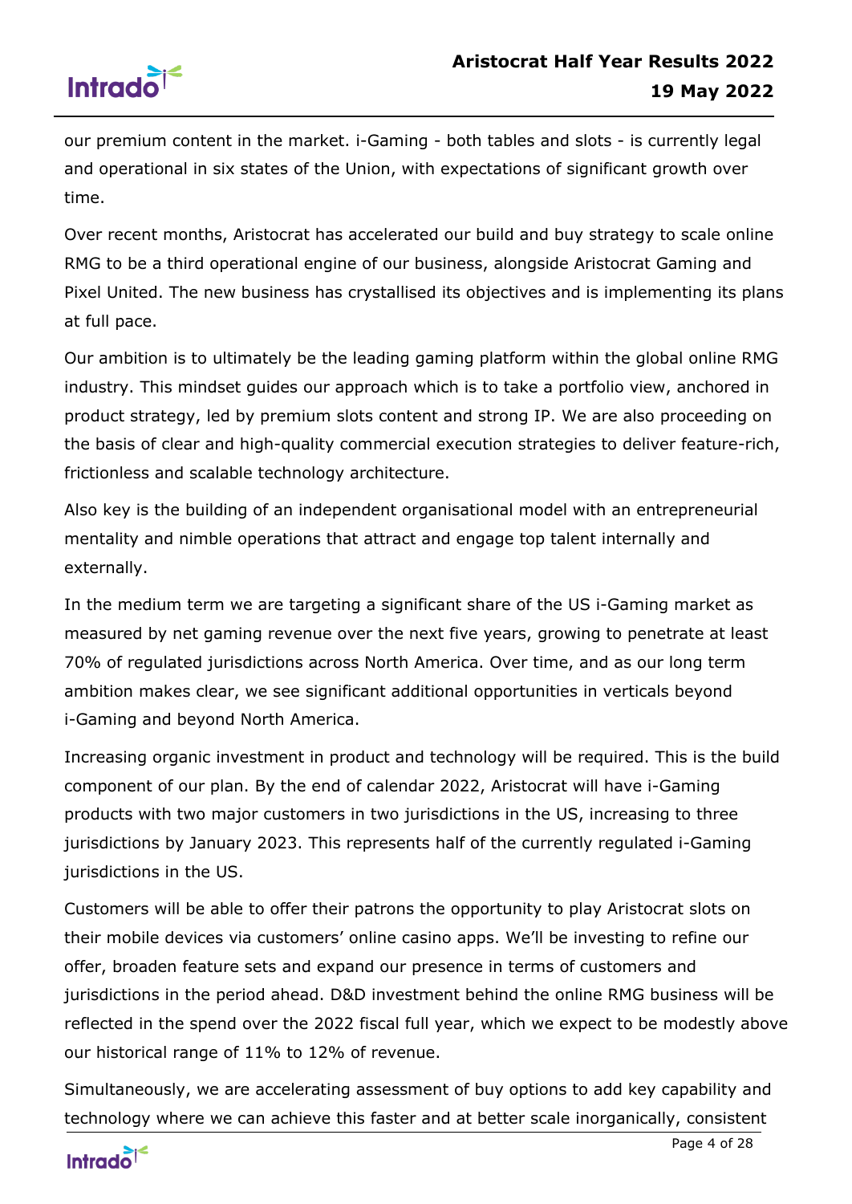our premium content in the market. i-Gaming - both tables and slots - is currently legal and operational in six states of the Union, with expectations of significant growth over time.

Over recent months, Aristocrat has accelerated our build and buy strategy to scale online RMG to be a third operational engine of our business, alongside Aristocrat Gaming and Pixel United. The new business has crystallised its objectives and is implementing its plans at full pace.

Our ambition is to ultimately be the leading gaming platform within the global online RMG industry. This mindset guides our approach which is to take a portfolio view, anchored in product strategy, led by premium slots content and strong IP. We are also proceeding on the basis of clear and high-quality commercial execution strategies to deliver feature-rich, frictionless and scalable technology architecture.

Also key is the building of an independent organisational model with an entrepreneurial mentality and nimble operations that attract and engage top talent internally and externally.

In the medium term we are targeting a significant share of the US i-Gaming market as measured by net gaming revenue over the next five years, growing to penetrate at least 70% of regulated jurisdictions across North America. Over time, and as our long term ambition makes clear, we see significant additional opportunities in verticals beyond i-Gaming and beyond North America.

Increasing organic investment in product and technology will be required. This is the build component of our plan. By the end of calendar 2022, Aristocrat will have i-Gaming products with two major customers in two jurisdictions in the US, increasing to three jurisdictions by January 2023. This represents half of the currently regulated i-Gaming jurisdictions in the US.

Customers will be able to offer their patrons the opportunity to play Aristocrat slots on their mobile devices via customers' online casino apps. We'll be investing to refine our offer, broaden feature sets and expand our presence in terms of customers and jurisdictions in the period ahead. D&D investment behind the online RMG business will be reflected in the spend over the 2022 fiscal full year, which we expect to be modestly above our historical range of 11% to 12% of revenue.

Simultaneously, we are accelerating assessment of buy options to add key capability and technology where we can achieve this faster and at better scale inorganically, consistent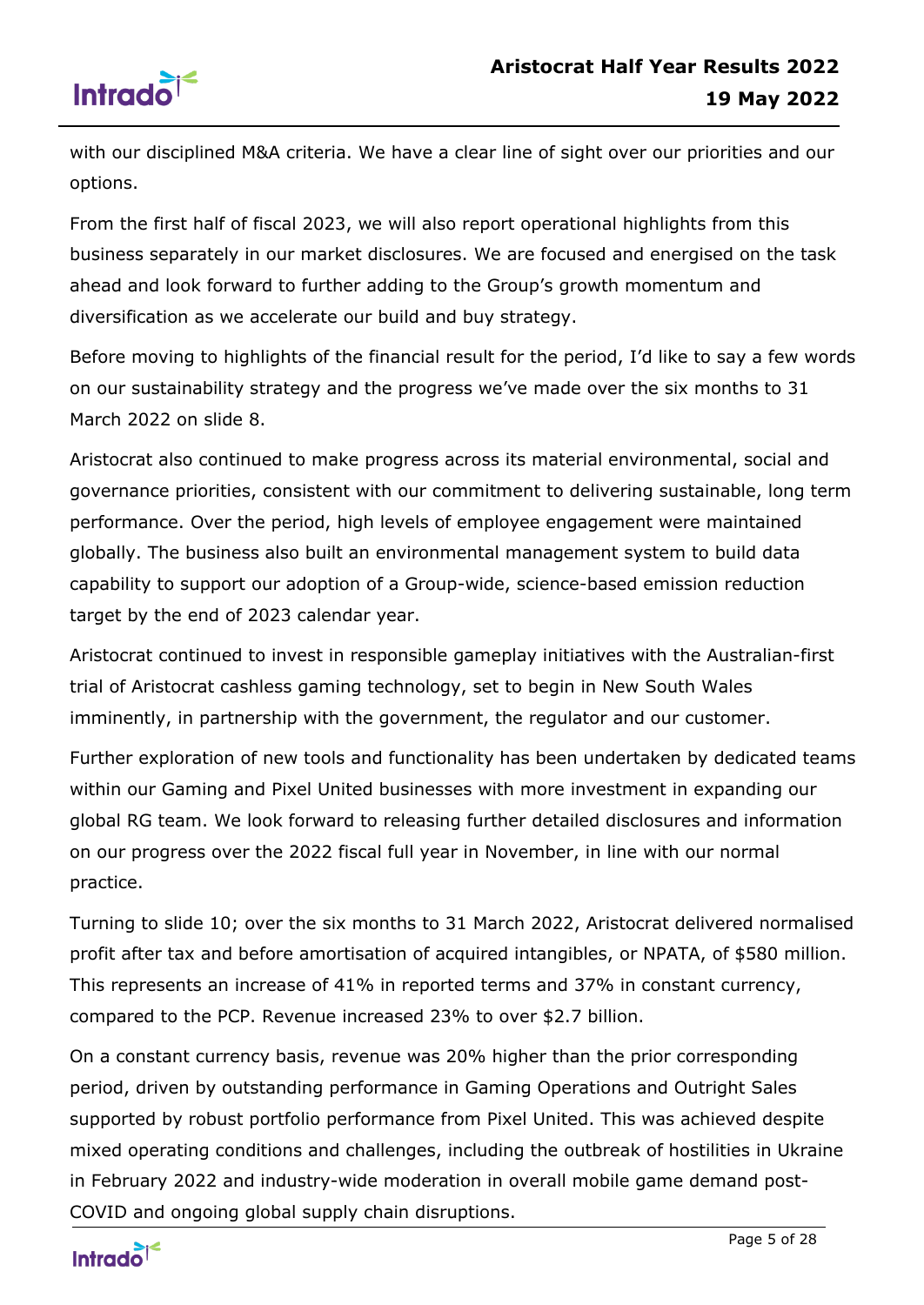with our disciplined M&A criteria. We have a clear line of sight over our priorities and our options.

From the first half of fiscal 2023, we will also report operational highlights from this business separately in our market disclosures. We are focused and energised on the task ahead and look forward to further adding to the Group's growth momentum and diversification as we accelerate our build and buy strategy.

Before moving to highlights of the financial result for the period, I'd like to say a few words on our sustainability strategy and the progress we've made over the six months to 31 March 2022 on slide 8.

Aristocrat also continued to make progress across its material environmental, social and governance priorities, consistent with our commitment to delivering sustainable, long term performance. Over the period, high levels of employee engagement were maintained globally. The business also built an environmental management system to build data capability to support our adoption of a Group-wide, science-based emission reduction target by the end of 2023 calendar year.

Aristocrat continued to invest in responsible gameplay initiatives with the Australian-first trial of Aristocrat cashless gaming technology, set to begin in New South Wales imminently, in partnership with the government, the regulator and our customer.

Further exploration of new tools and functionality has been undertaken by dedicated teams within our Gaming and Pixel United businesses with more investment in expanding our global RG team. We look forward to releasing further detailed disclosures and information on our progress over the 2022 fiscal full year in November, in line with our normal practice.

Turning to slide 10; over the six months to 31 March 2022, Aristocrat delivered normalised profit after tax and before amortisation of acquired intangibles, or NPATA, of $580 million. This represents an increase of 41% in reported terms and 37% in constant currency, compared to the PCP. Revenue increased 23% to over $2.7 billion.

On a constant currency basis, revenue was 20% higher than the prior corresponding period, driven by outstanding performance in Gaming Operations and Outright Sales supported by robust portfolio performance from Pixel United. This was achieved despite mixed operating conditions and challenges, including the outbreak of hostilities in Ukraine in February 2022 and industry-wide moderation in overall mobile game demand post-COVID and ongoing global supply chain disruptions.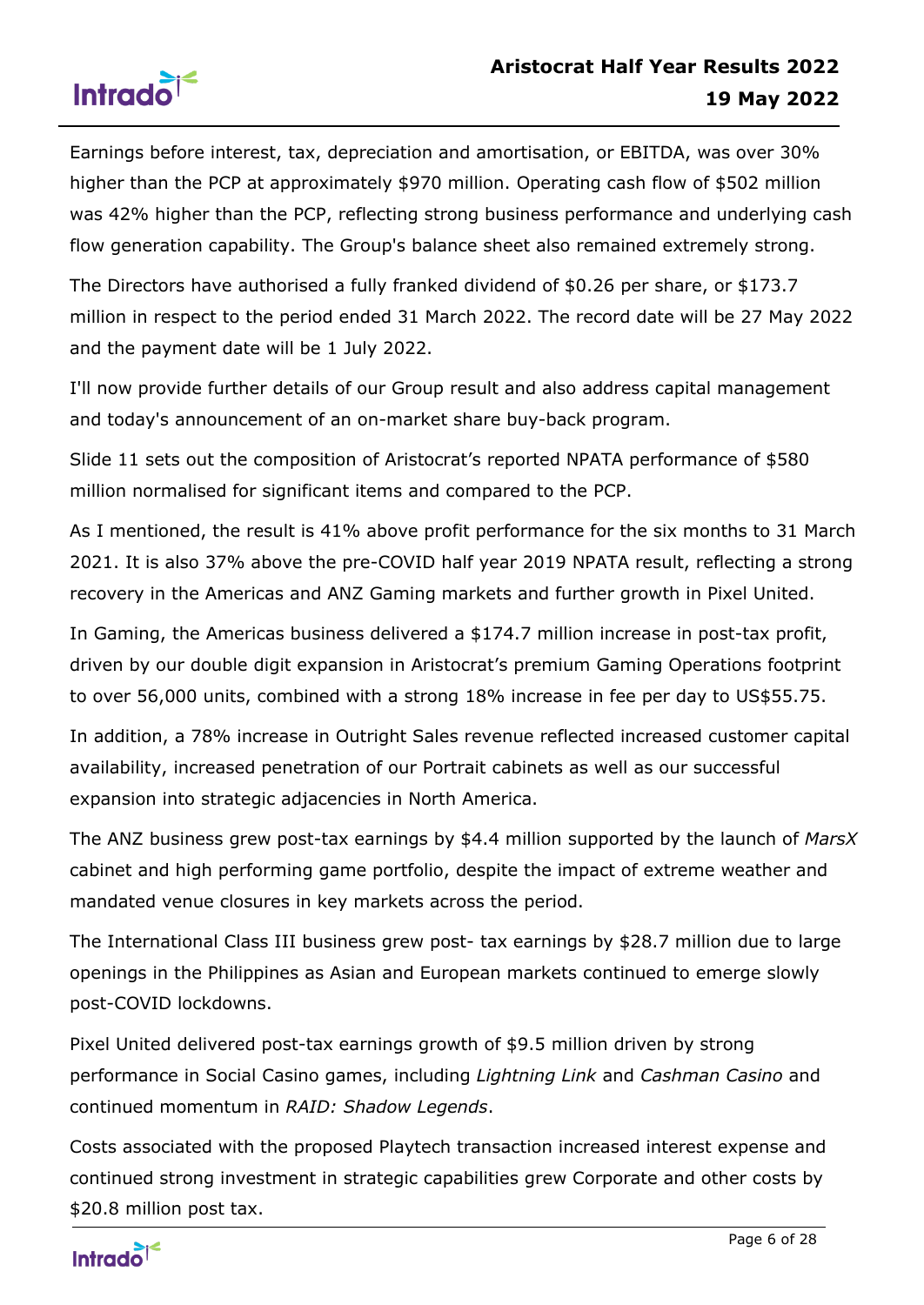Earnings before interest, tax, depreciation and amortisation, or EBITDA, was over 30% higher than the PCP at approximately $970 million. Operating cash flow of $502 million was 42% higher than the PCP, reflecting strong business performance and underlying cash flow generation capability. The Group's balance sheet also remained extremely strong.

The Directors have authorised a fully franked dividend of $0.26 per share, or $173.7 million in respect to the period ended 31 March 2022. The record date will be 27 May 2022 and the payment date will be 1 July 2022.

I'll now provide further details of our Group result and also address capital management and today's announcement of an on-market share buy-back program.

Slide 11 sets out the composition of Aristocrat's reported NPATA performance of $580 million normalised for significant items and compared to the PCP.

As I mentioned, the result is 41% above profit performance for the six months to 31 March 2021. It is also 37% above the pre-COVID half year 2019 NPATA result, reflecting a strong recovery in the Americas and ANZ Gaming markets and further growth in Pixel United.

In Gaming, the Americas business delivered a $174.7 million increase in post-tax profit, driven by our double digit expansion in Aristocrat's premium Gaming Operations footprint to over 56,000 units, combined with a strong 18% increase in fee per day to US$55.75.

In addition, a 78% increase in Outright Sales revenue reflected increased customer capital availability, increased penetration of our Portrait cabinets as well as our successful expansion into strategic adjacencies in North America.

The ANZ business grew post-tax earnings by $4.4 million supported by the launch of *MarsX* cabinet and high performing game portfolio, despite the impact of extreme weather and mandated venue closures in key markets across the period.

The International Class III business grew post- tax earnings by $28.7 million due to large openings in the Philippines as Asian and European markets continued to emerge slowly post-COVID lockdowns.

Pixel United delivered post-tax earnings growth of $9.5 million driven by strong performance in Social Casino games, including *Lightning Link* and *Cashman Casino* and continued momentum in *RAID: Shadow Legends*.

Costs associated with the proposed Playtech transaction increased interest expense and continued strong investment in strategic capabilities grew Corporate and other costs by $20.8 million post tax.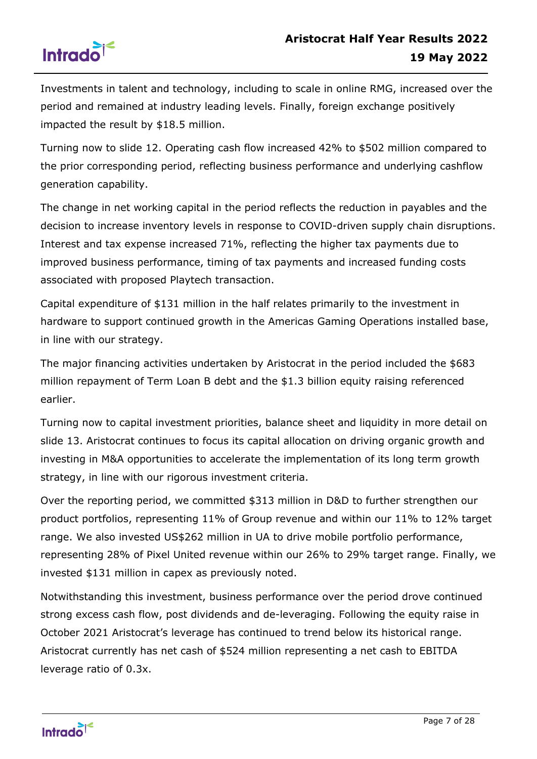Investments in talent and technology, including to scale in online RMG, increased over the period and remained at industry leading levels. Finally, foreign exchange positively impacted the result by $18.5 million.

Turning now to slide 12. Operating cash flow increased 42% to $502 million compared to the prior corresponding period, reflecting business performance and underlying cashflow generation capability.

The change in net working capital in the period reflects the reduction in payables and the decision to increase inventory levels in response to COVID-driven supply chain disruptions. Interest and tax expense increased 71%, reflecting the higher tax payments due to improved business performance, timing of tax payments and increased funding costs associated with proposed Playtech transaction.

Capital expenditure of $131 million in the half relates primarily to the investment in hardware to support continued growth in the Americas Gaming Operations installed base, in line with our strategy.

The major financing activities undertaken by Aristocrat in the period included the $683 million repayment of Term Loan B debt and the $1.3 billion equity raising referenced earlier.

Turning now to capital investment priorities, balance sheet and liquidity in more detail on slide 13. Aristocrat continues to focus its capital allocation on driving organic growth and investing in M&A opportunities to accelerate the implementation of its long term growth strategy, in line with our rigorous investment criteria.

Over the reporting period, we committed $313 million in D&D to further strengthen our product portfolios, representing 11% of Group revenue and within our 11% to 12% target range. We also invested US$262 million in UA to drive mobile portfolio performance, representing 28% of Pixel United revenue within our 26% to 29% target range. Finally, we invested $131 million in capex as previously noted.

Notwithstanding this investment, business performance over the period drove continued strong excess cash flow, post dividends and de-leveraging. Following the equity raise in October 2021 Aristocrat's leverage has continued to trend below its historical range. Aristocrat currently has net cash of $524 million representing a net cash to EBITDA leverage ratio of 0.3x.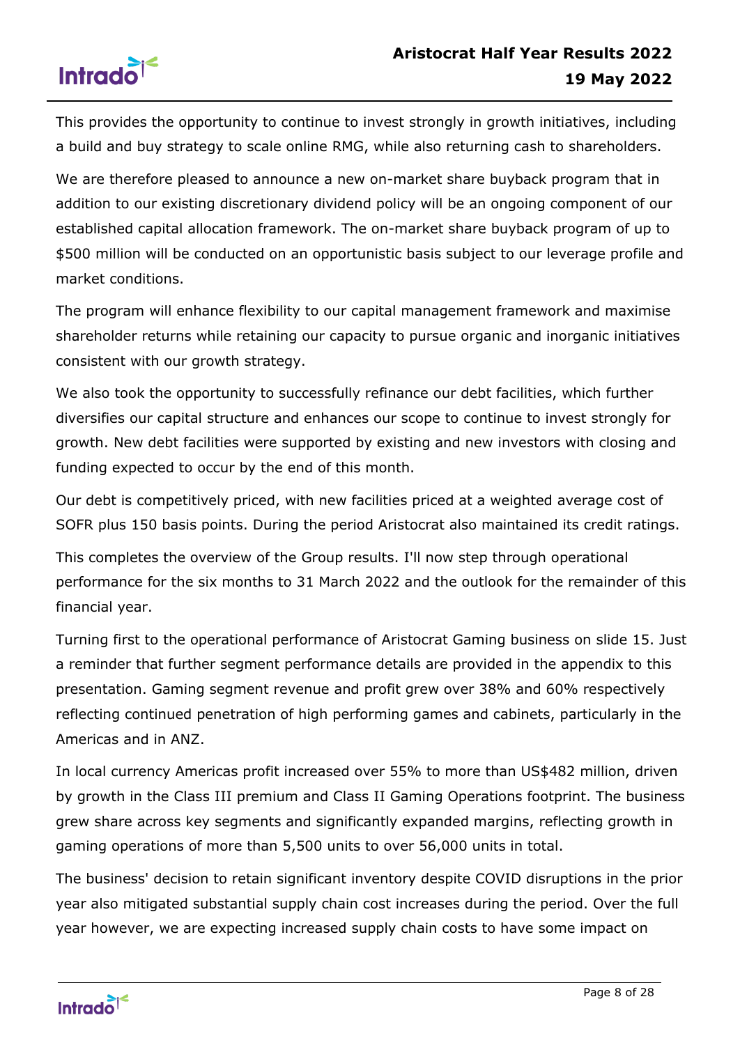This provides the opportunity to continue to invest strongly in growth initiatives, including a build and buy strategy to scale online RMG, while also returning cash to shareholders.

We are therefore pleased to announce a new on-market share buyback program that in addition to our existing discretionary dividend policy will be an ongoing component of our established capital allocation framework. The on-market share buyback program of up to $500 million will be conducted on an opportunistic basis subject to our leverage profile and market conditions.

The program will enhance flexibility to our capital management framework and maximise shareholder returns while retaining our capacity to pursue organic and inorganic initiatives consistent with our growth strategy.

We also took the opportunity to successfully refinance our debt facilities, which further diversifies our capital structure and enhances our scope to continue to invest strongly for growth. New debt facilities were supported by existing and new investors with closing and funding expected to occur by the end of this month.

Our debt is competitively priced, with new facilities priced at a weighted average cost of SOFR plus 150 basis points. During the period Aristocrat also maintained its credit ratings.

This completes the overview of the Group results. I'll now step through operational performance for the six months to 31 March 2022 and the outlook for the remainder of this financial year.

Turning first to the operational performance of Aristocrat Gaming business on slide 15. Just a reminder that further segment performance details are provided in the appendix to this presentation. Gaming segment revenue and profit grew over 38% and 60% respectively reflecting continued penetration of high performing games and cabinets, particularly in the Americas and in ANZ.

In local currency Americas profit increased over 55% to more than US$482 million, driven by growth in the Class III premium and Class II Gaming Operations footprint. The business grew share across key segments and significantly expanded margins, reflecting growth in gaming operations of more than 5,500 units to over 56,000 units in total.

The business' decision to retain significant inventory despite COVID disruptions in the prior year also mitigated substantial supply chain cost increases during the period. Over the full year however, we are expecting increased supply chain costs to have some impact on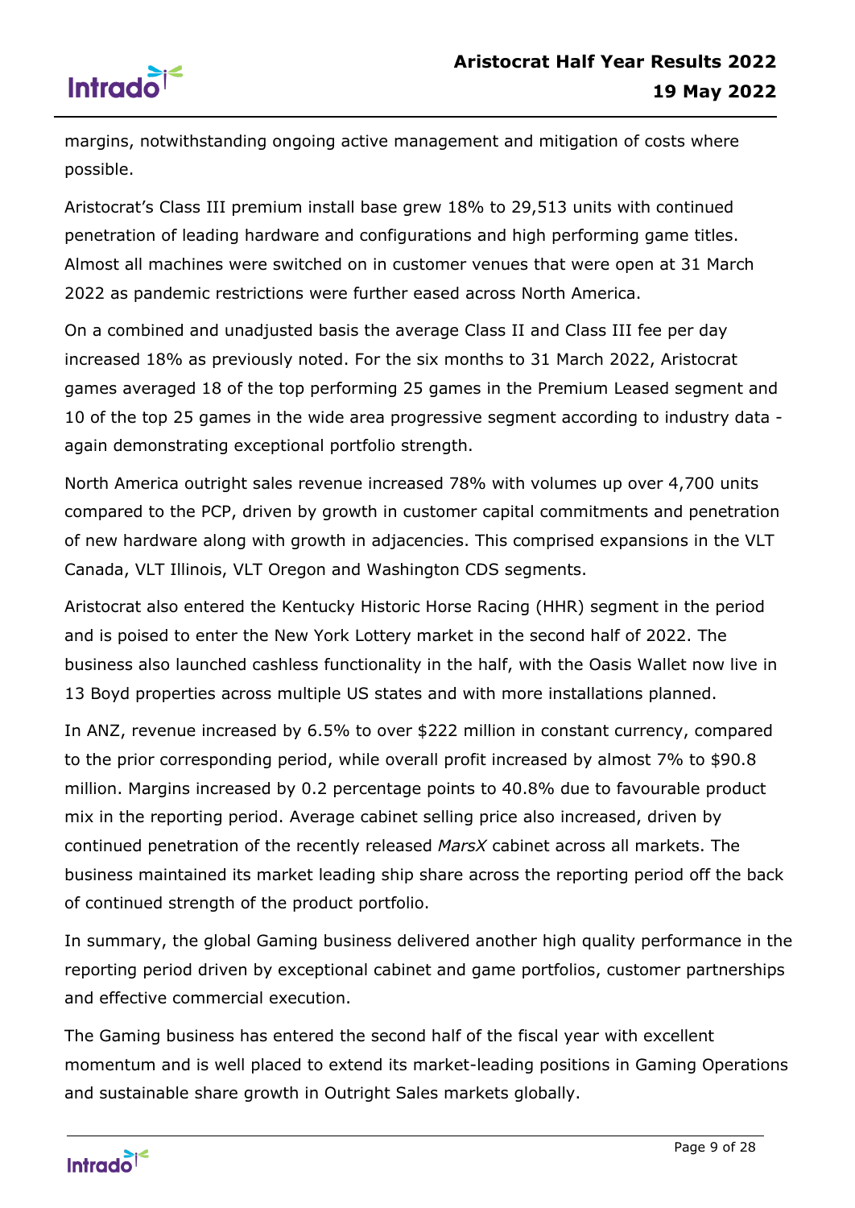margins, notwithstanding ongoing active management and mitigation of costs where possible.

Aristocrat's Class III premium install base grew 18% to 29,513 units with continued penetration of leading hardware and configurations and high performing game titles. Almost all machines were switched on in customer venues that were open at 31 March 2022 as pandemic restrictions were further eased across North America.

On a combined and unadjusted basis the average Class II and Class III fee per day increased 18% as previously noted. For the six months to 31 March 2022, Aristocrat games averaged 18 of the top performing 25 games in the Premium Leased segment and 10 of the top 25 games in the wide area progressive segment according to industry data - again demonstrating exceptional portfolio strength.

North America outright sales revenue increased 78% with volumes up over 4,700 units compared to the PCP, driven by growth in customer capital commitments and penetration of new hardware along with growth in adjacencies. This comprised expansions in the VLT Canada, VLT Illinois, VLT Oregon and Washington CDS segments.

Aristocrat also entered the Kentucky Historic Horse Racing (HHR) segment in the period and is poised to enter the New York Lottery market in the second half of 2022. The business also launched cashless functionality in the half, with the Oasis Wallet now live in 13 Boyd properties across multiple US states and with more installations planned.

In ANZ, revenue increased by 6.5% to over $222 million in constant currency, compared to the prior corresponding period, while overall profit increased by almost 7% to $90.8 million. Margins increased by 0.2 percentage points to 40.8% due to favourable product mix in the reporting period. Average cabinet selling price also increased, driven by continued penetration of the recently released *MarsX* cabinet across all markets. The business maintained its market leading ship share across the reporting period off the back of continued strength of the product portfolio.

In summary, the global Gaming business delivered another high quality performance in the reporting period driven by exceptional cabinet and game portfolios, customer partnerships and effective commercial execution.

The Gaming business has entered the second half of the fiscal year with excellent momentum and is well placed to extend its market-leading positions in Gaming Operations and sustainable share growth in Outright Sales markets globally.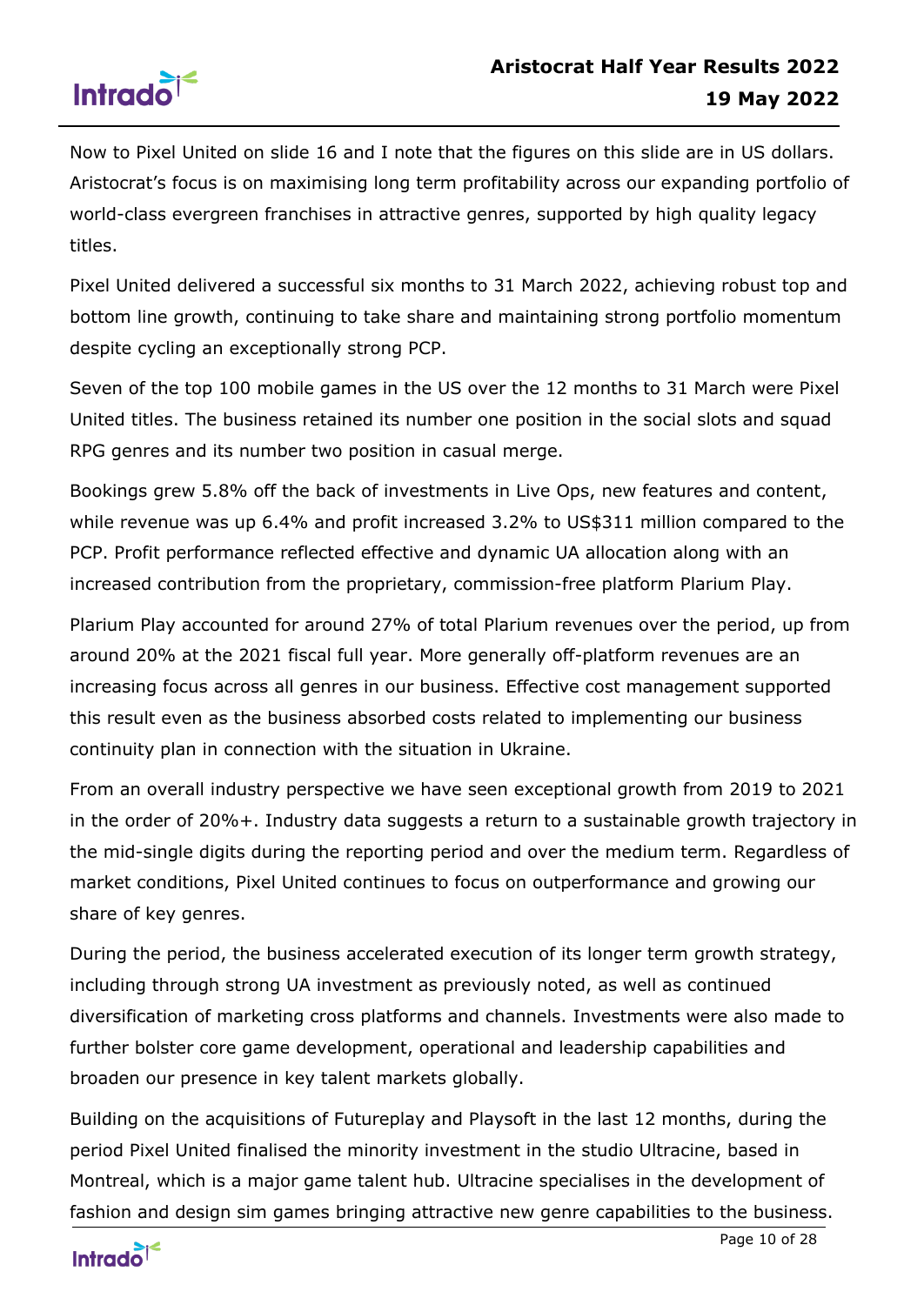Now to Pixel United on slide 16 and I note that the figures on this slide are in US dollars. Aristocrat's focus is on maximising long term profitability across our expanding portfolio of world-class evergreen franchises in attractive genres, supported by high quality legacy titles.

Pixel United delivered a successful six months to 31 March 2022, achieving robust top and bottom line growth, continuing to take share and maintaining strong portfolio momentum despite cycling an exceptionally strong PCP.

Seven of the top 100 mobile games in the US over the 12 months to 31 March were Pixel United titles. The business retained its number one position in the social slots and squad RPG genres and its number two position in casual merge.

Bookings grew 5.8% off the back of investments in Live Ops, new features and content, while revenue was up 6.4% and profit increased 3.2% to US$311 million compared to the PCP. Profit performance reflected effective and dynamic UA allocation along with an increased contribution from the proprietary, commission-free platform Plarium Play.

Plarium Play accounted for around 27% of total Plarium revenues over the period, up from around 20% at the 2021 fiscal full year. More generally off-platform revenues are an increasing focus across all genres in our business. Effective cost management supported this result even as the business absorbed costs related to implementing our business continuity plan in connection with the situation in Ukraine.

From an overall industry perspective we have seen exceptional growth from 2019 to 2021 in the order of 20%+. Industry data suggests a return to a sustainable growth trajectory in the mid-single digits during the reporting period and over the medium term. Regardless of market conditions, Pixel United continues to focus on outperformance and growing our share of key genres.

During the period, the business accelerated execution of its longer term growth strategy, including through strong UA investment as previously noted, as well as continued diversification of marketing cross platforms and channels. Investments were also made to further bolster core game development, operational and leadership capabilities and broaden our presence in key talent markets globally.

Building on the acquisitions of Futureplay and Playsoft in the last 12 months, during the period Pixel United finalised the minority investment in the studio Ultracine, based in Montreal, which is a major game talent hub. Ultracine specialises in the development of fashion and design sim games bringing attractive new genre capabilities to the business.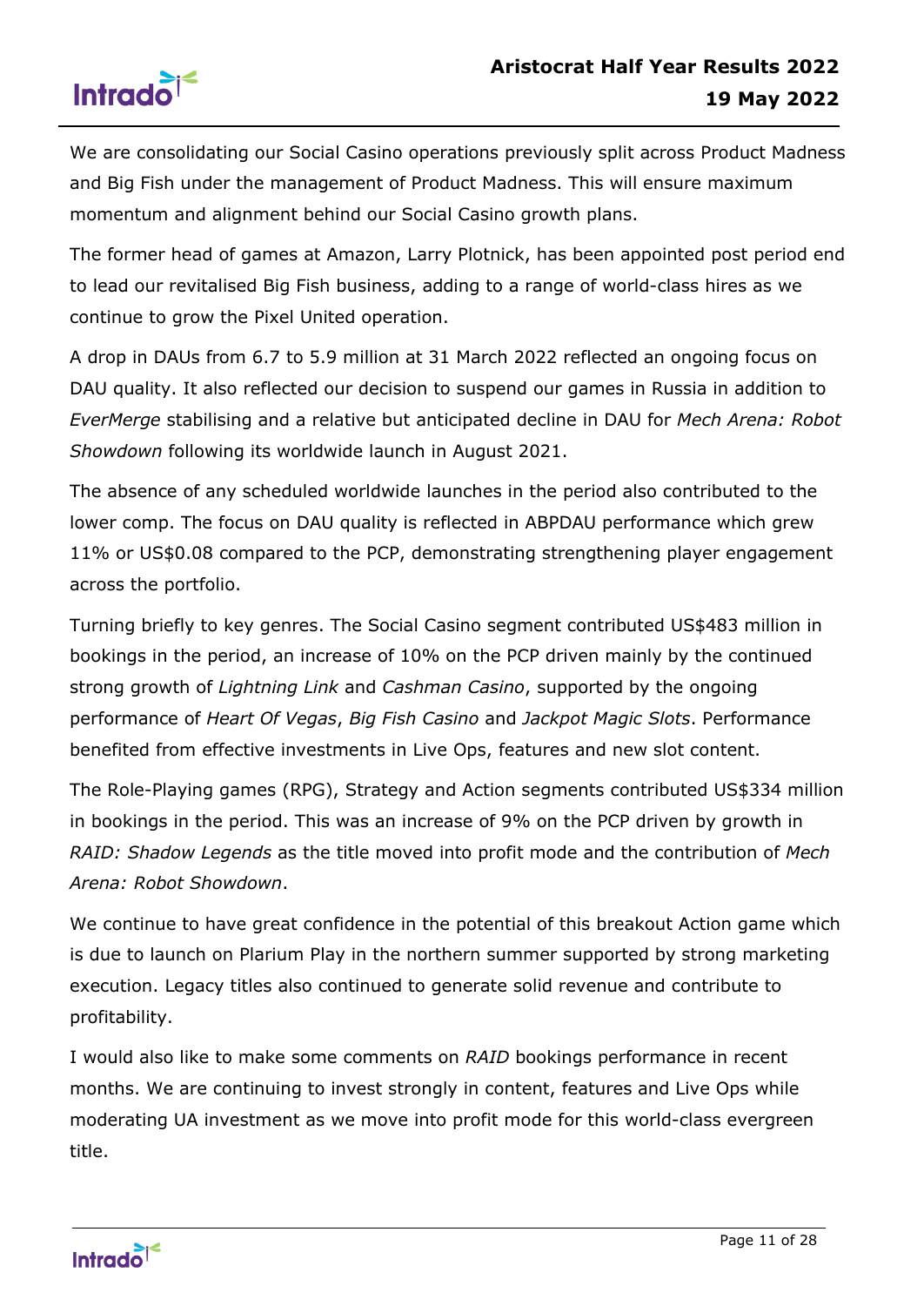We are consolidating our Social Casino operations previously split across Product Madness and Big Fish under the management of Product Madness. This will ensure maximum momentum and alignment behind our Social Casino growth plans.

The former head of games at Amazon, Larry Plotnick, has been appointed post period end to lead our revitalised Big Fish business, adding to a range of world-class hires as we continue to grow the Pixel United operation.

A drop in DAUs from 6.7 to 5.9 million at 31 March 2022 reflected an ongoing focus on DAU quality. It also reflected our decision to suspend our games in Russia in addition to *EverMerge* stabilising and a relative but anticipated decline in DAU for *Mech Arena: Robot Showdown* following its worldwide launch in August 2021.

The absence of any scheduled worldwide launches in the period also contributed to the lower comp. The focus on DAU quality is reflected in ABPDAU performance which grew 11% or US$0.08 compared to the PCP, demonstrating strengthening player engagement across the portfolio.

Turning briefly to key genres. The Social Casino segment contributed US$483 million in bookings in the period, an increase of 10% on the PCP driven mainly by the continued strong growth of *Lightning Link* and *Cashman Casino*, supported by the ongoing performance of *Heart Of Vegas*, *Big Fish Casino* and *Jackpot Magic Slots*. Performance benefited from effective investments in Live Ops, features and new slot content.

The Role-Playing games (RPG), Strategy and Action segments contributed US$334 million in bookings in the period. This was an increase of 9% on the PCP driven by growth in *RAID: Shadow Legends* as the title moved into profit mode and the contribution of *Mech Arena: Robot Showdown*.

We continue to have great confidence in the potential of this breakout Action game which is due to launch on Plarium Play in the northern summer supported by strong marketing execution. Legacy titles also continued to generate solid revenue and contribute to profitability.

I would also like to make some comments on *RAID* bookings performance in recent months. We are continuing to invest strongly in content, features and Live Ops while moderating UA investment as we move into profit mode for this world-class evergreen title.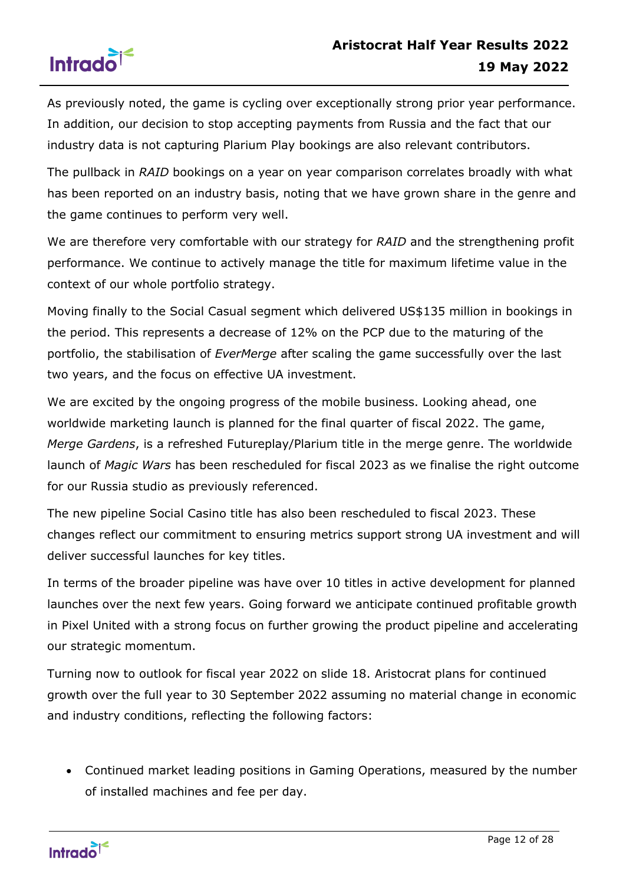As previously noted, the game is cycling over exceptionally strong prior year performance. In addition, our decision to stop accepting payments from Russia and the fact that our industry data is not capturing Plarium Play bookings are also relevant contributors.

The pullback in *RAID* bookings on a year on year comparison correlates broadly with what has been reported on an industry basis, noting that we have grown share in the genre and the game continues to perform very well.

We are therefore very comfortable with our strategy for *RAID* and the strengthening profit performance. We continue to actively manage the title for maximum lifetime value in the context of our whole portfolio strategy.

Moving finally to the Social Casual segment which delivered US$135 million in bookings in the period. This represents a decrease of 12% on the PCP due to the maturing of the portfolio, the stabilisation of *EverMerge* after scaling the game successfully over the last two years, and the focus on effective UA investment.

We are excited by the ongoing progress of the mobile business. Looking ahead, one worldwide marketing launch is planned for the final quarter of fiscal 2022. The game, *Merge Gardens*, is a refreshed Futureplay/Plarium title in the merge genre. The worldwide launch of *Magic Wars* has been rescheduled for fiscal 2023 as we finalise the right outcome for our Russia studio as previously referenced.

The new pipeline Social Casino title has also been rescheduled to fiscal 2023. These changes reflect our commitment to ensuring metrics support strong UA investment and will deliver successful launches for key titles.

In terms of the broader pipeline was have over 10 titles in active development for planned launches over the next few years. Going forward we anticipate continued profitable growth in Pixel United with a strong focus on further growing the product pipeline and accelerating our strategic momentum.

Turning now to outlook for fiscal year 2022 on slide 18. Aristocrat plans for continued growth over the full year to 30 September 2022 assuming no material change in economic and industry conditions, reflecting the following factors:

- Continued market leading positions in Gaming Operations, measured by the number of installed machines and fee per day.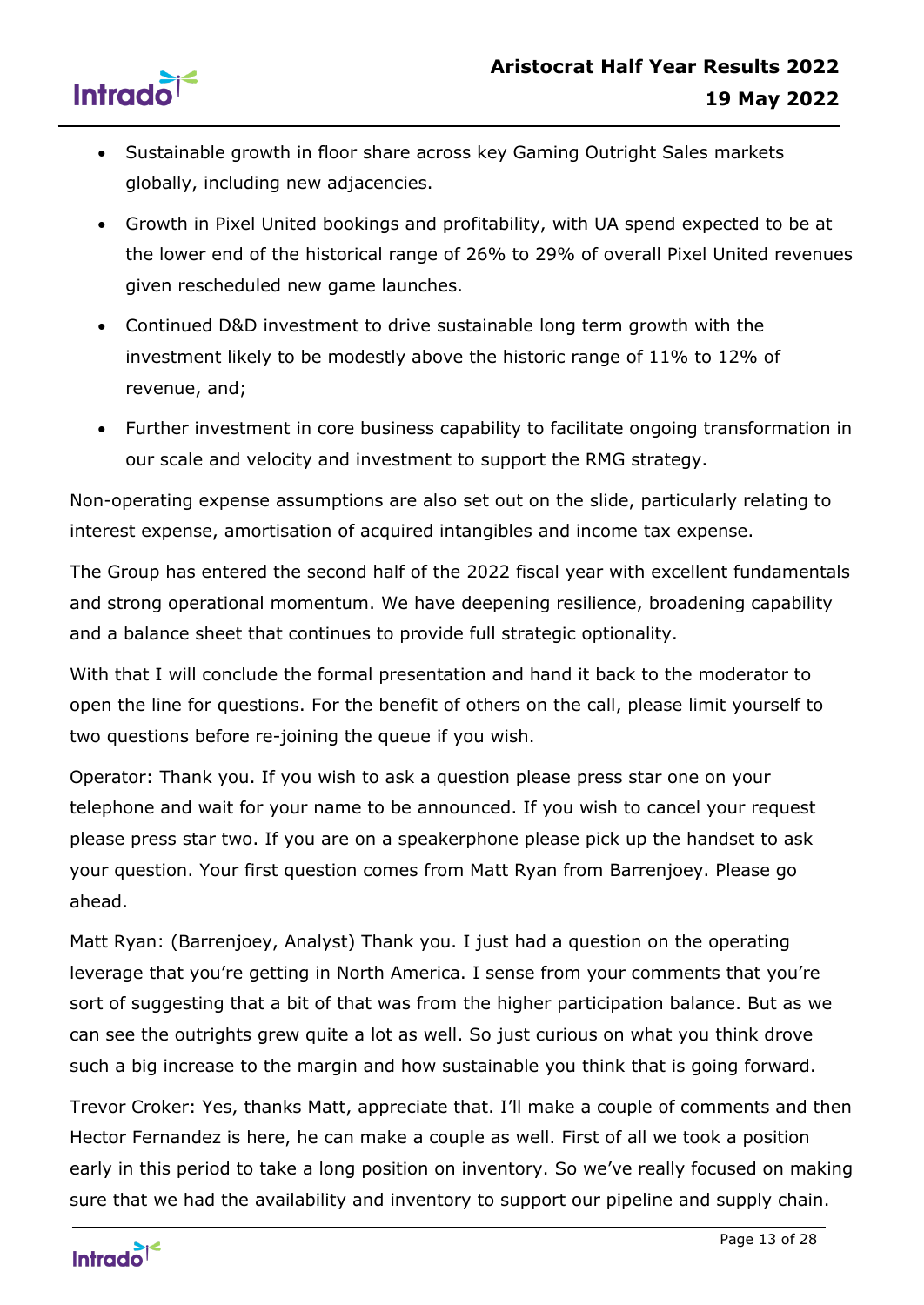- Sustainable growth in floor share across key Gaming Outright Sales markets globally, including new adjacencies.
- Growth in Pixel United bookings and profitability, with UA spend expected to be at the lower end of the historical range of 26% to 29% of overall Pixel United revenues given rescheduled new game launches.
- Continued D&D investment to drive sustainable long term growth with the investment likely to be modestly above the historic range of 11% to 12% of revenue, and;
- Further investment in core business capability to facilitate ongoing transformation in our scale and velocity and investment to support the RMG strategy.

Non-operating expense assumptions are also set out on the slide, particularly relating to interest expense, amortisation of acquired intangibles and income tax expense.

The Group has entered the second half of the 2022 fiscal year with excellent fundamentals and strong operational momentum. We have deepening resilience, broadening capability and a balance sheet that continues to provide full strategic optionality.

With that I will conclude the formal presentation and hand it back to the moderator to open the line for questions. For the benefit of others on the call, please limit yourself to two questions before re-joining the queue if you wish.

Operator: Thank you. If you wish to ask a question please press star one on your telephone and wait for your name to be announced. If you wish to cancel your request please press star two. If you are on a speakerphone please pick up the handset to ask your question. Your first question comes from Matt Ryan from Barrenjoey. Please go ahead.

Matt Ryan: (Barrenjoey, Analyst) Thank you. I just had a question on the operating leverage that you're getting in North America. I sense from your comments that you're sort of suggesting that a bit of that was from the higher participation balance. But as we can see the outrights grew quite a lot as well. So just curious on what you think drove such a big increase to the margin and how sustainable you think that is going forward.

Trevor Croker: Yes, thanks Matt, appreciate that. I'll make a couple of comments and then Hector Fernandez is here, he can make a couple as well. First of all we took a position early in this period to take a long position on inventory. So we've really focused on making sure that we had the availability and inventory to support our pipeline and supply chain.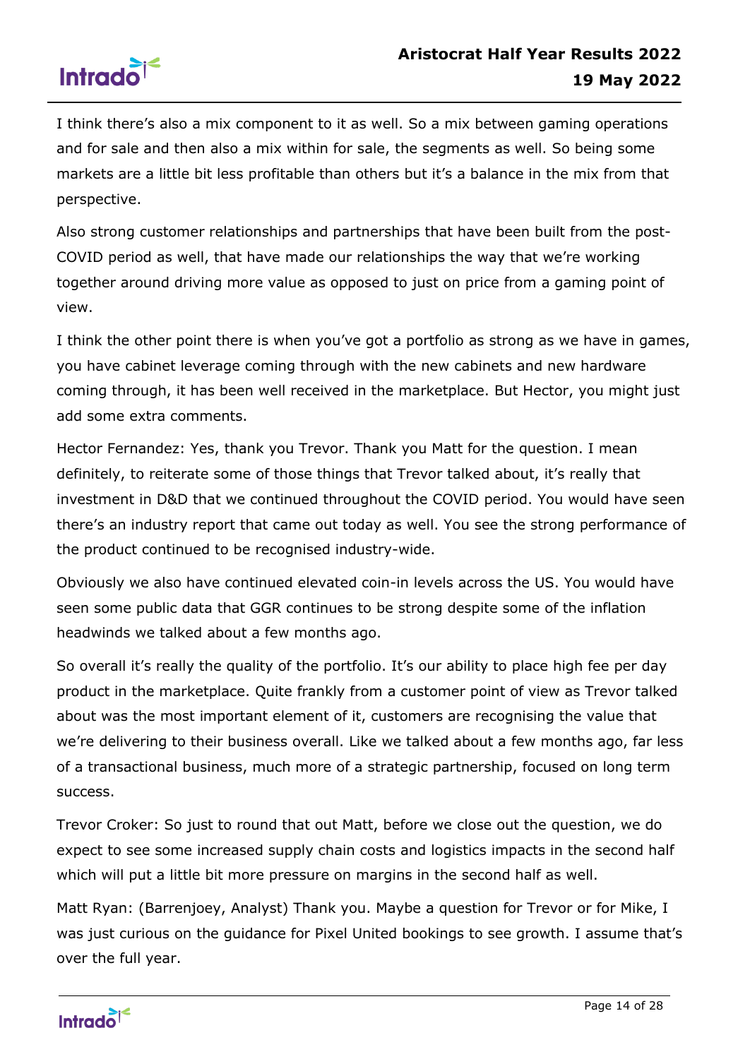I think there's also a mix component to it as well. So a mix between gaming operations and for sale and then also a mix within for sale, the segments as well. So being some markets are a little bit less profitable than others but it's a balance in the mix from that perspective.

Also strong customer relationships and partnerships that have been built from the post-COVID period as well, that have made our relationships the way that we're working together around driving more value as opposed to just on price from a gaming point of view.

I think the other point there is when you've got a portfolio as strong as we have in games, you have cabinet leverage coming through with the new cabinets and new hardware coming through, it has been well received in the marketplace. But Hector, you might just add some extra comments.

Hector Fernandez: Yes, thank you Trevor. Thank you Matt for the question. I mean definitely, to reiterate some of those things that Trevor talked about, it's really that investment in D&D that we continued throughout the COVID period. You would have seen there's an industry report that came out today as well. You see the strong performance of the product continued to be recognised industry-wide.

Obviously we also have continued elevated coin-in levels across the US. You would have seen some public data that GGR continues to be strong despite some of the inflation headwinds we talked about a few months ago.

So overall it's really the quality of the portfolio. It's our ability to place high fee per day product in the marketplace. Quite frankly from a customer point of view as Trevor talked about was the most important element of it, customers are recognising the value that we're delivering to their business overall. Like we talked about a few months ago, far less of a transactional business, much more of a strategic partnership, focused on long term success.

Trevor Croker: So just to round that out Matt, before we close out the question, we do expect to see some increased supply chain costs and logistics impacts in the second half which will put a little bit more pressure on margins in the second half as well.

Matt Ryan: (Barrenjoey, Analyst) Thank you. Maybe a question for Trevor or for Mike, I was just curious on the guidance for Pixel United bookings to see growth. I assume that's over the full year.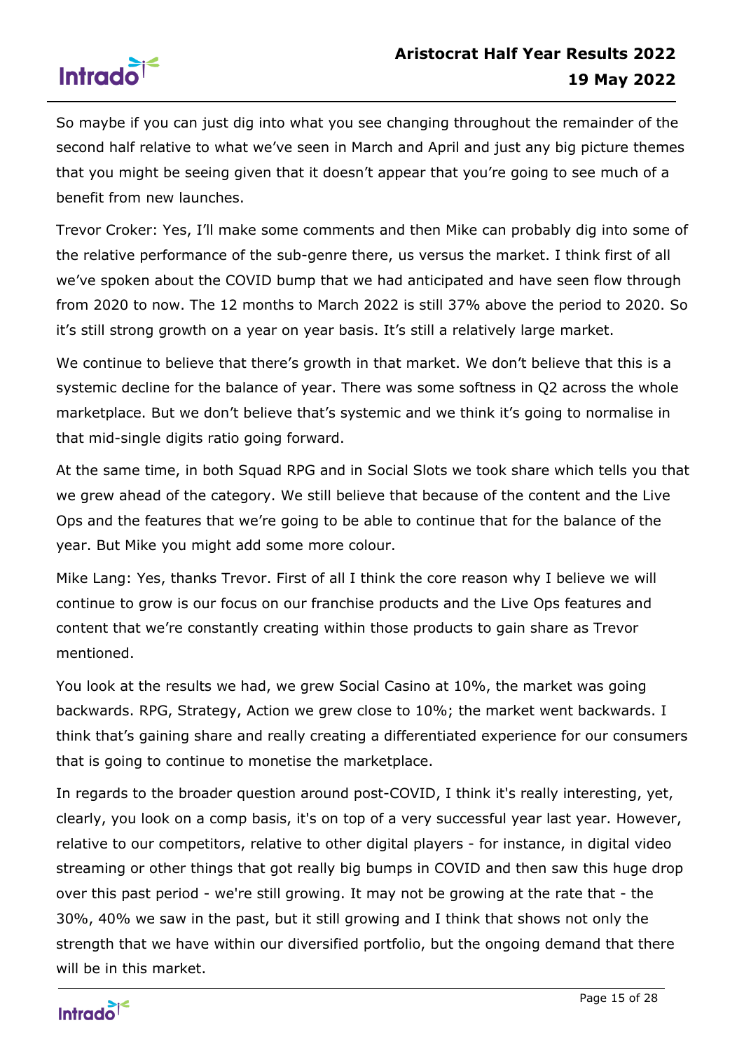So maybe if you can just dig into what you see changing throughout the remainder of the second half relative to what we've seen in March and April and just any big picture themes that you might be seeing given that it doesn't appear that you're going to see much of a benefit from new launches.

Trevor Croker: Yes, I'll make some comments and then Mike can probably dig into some of the relative performance of the sub-genre there, us versus the market. I think first of all we've spoken about the COVID bump that we had anticipated and have seen flow through from 2020 to now. The 12 months to March 2022 is still 37% above the period to 2020. So it's still strong growth on a year on year basis. It's still a relatively large market.

We continue to believe that there's growth in that market. We don't believe that this is a systemic decline for the balance of year. There was some softness in Q2 across the whole marketplace. But we don't believe that's systemic and we think it's going to normalise in that mid-single digits ratio going forward.

At the same time, in both Squad RPG and in Social Slots we took share which tells you that we grew ahead of the category. We still believe that because of the content and the Live Ops and the features that we're going to be able to continue that for the balance of the year. But Mike you might add some more colour.

Mike Lang: Yes, thanks Trevor. First of all I think the core reason why I believe we will continue to grow is our focus on our franchise products and the Live Ops features and content that we're constantly creating within those products to gain share as Trevor mentioned.

You look at the results we had, we grew Social Casino at 10%, the market was going backwards. RPG, Strategy, Action we grew close to 10%; the market went backwards. I think that's gaining share and really creating a differentiated experience for our consumers that is going to continue to monetise the marketplace.

In regards to the broader question around post-COVID, I think it's really interesting, yet, clearly, you look on a comp basis, it's on top of a very successful year last year. However, relative to our competitors, relative to other digital players - for instance, in digital video streaming or other things that got really big bumps in COVID and then saw this huge drop over this past period - we're still growing. It may not be growing at the rate that - the 30%, 40% we saw in the past, but it still growing and I think that shows not only the strength that we have within our diversified portfolio, but the ongoing demand that there will be in this market.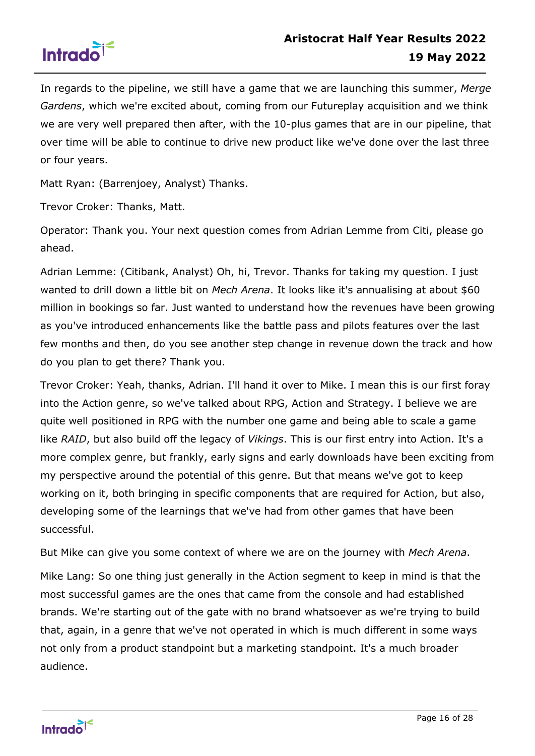In regards to the pipeline, we still have a game that we are launching this summer, *Merge Gardens*, which we're excited about, coming from our Futureplay acquisition and we think we are very well prepared then after, with the 10-plus games that are in our pipeline, that over time will be able to continue to drive new product like we've done over the last three or four years.

Matt Ryan: (Barrenjoey, Analyst) Thanks.

Trevor Croker: Thanks, Matt.

Operator: Thank you. Your next question comes from Adrian Lemme from Citi, please go ahead.

Adrian Lemme: (Citibank, Analyst) Oh, hi, Trevor. Thanks for taking my question. I just wanted to drill down a little bit on *Mech Arena*. It looks like it's annualising at about $60 million in bookings so far. Just wanted to understand how the revenues have been growing as you've introduced enhancements like the battle pass and pilots features over the last few months and then, do you see another step change in revenue down the track and how do you plan to get there? Thank you.

Trevor Croker: Yeah, thanks, Adrian. I'll hand it over to Mike. I mean this is our first foray into the Action genre, so we've talked about RPG, Action and Strategy. I believe we are quite well positioned in RPG with the number one game and being able to scale a game like *RAID*, but also build off the legacy of *Vikings*. This is our first entry into Action. It's a more complex genre, but frankly, early signs and early downloads have been exciting from my perspective around the potential of this genre. But that means we've got to keep working on it, both bringing in specific components that are required for Action, but also, developing some of the learnings that we've had from other games that have been successful.

But Mike can give you some context of where we are on the journey with *Mech Arena*.

Mike Lang: So one thing just generally in the Action segment to keep in mind is that the most successful games are the ones that came from the console and had established brands. We're starting out of the gate with no brand whatsoever as we're trying to build that, again, in a genre that we've not operated in which is much different in some ways not only from a product standpoint but a marketing standpoint. It's a much broader audience.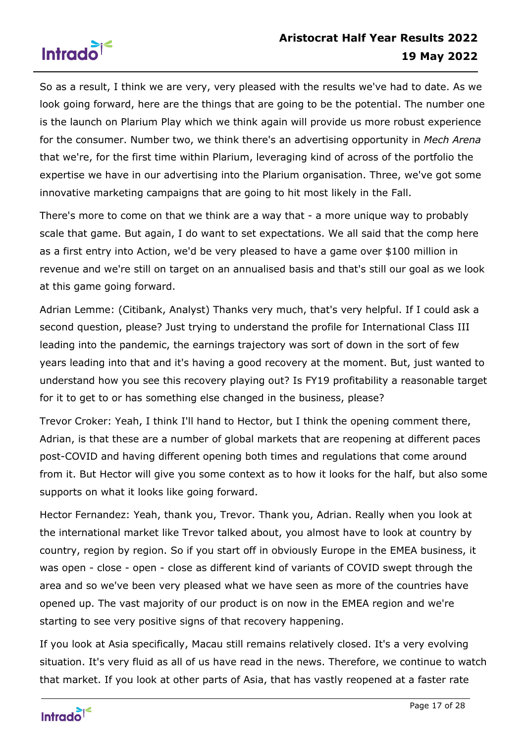So as a result, I think we are very, very pleased with the results we've had to date. As we look going forward, here are the things that are going to be the potential. The number one is the launch on Plarium Play which we think again will provide us more robust experience for the consumer. Number two, we think there's an advertising opportunity in *Mech Arena* that we're, for the first time within Plarium, leveraging kind of across of the portfolio the expertise we have in our advertising into the Plarium organisation. Three, we've got some innovative marketing campaigns that are going to hit most likely in the Fall.

There's more to come on that we think are a way that - a more unique way to probably scale that game. But again, I do want to set expectations. We all said that the comp here as a first entry into Action, we'd be very pleased to have a game over $100 million in revenue and we're still on target on an annualised basis and that's still our goal as we look at this game going forward.

Adrian Lemme: (Citibank, Analyst) Thanks very much, that's very helpful. If I could ask a second question, please? Just trying to understand the profile for International Class III leading into the pandemic, the earnings trajectory was sort of down in the sort of few years leading into that and it's having a good recovery at the moment. But, just wanted to understand how you see this recovery playing out? Is FY19 profitability a reasonable target for it to get to or has something else changed in the business, please?

Trevor Croker: Yeah, I think I'll hand to Hector, but I think the opening comment there, Adrian, is that these are a number of global markets that are reopening at different paces post-COVID and having different opening both times and regulations that come around from it. But Hector will give you some context as to how it looks for the half, but also some supports on what it looks like going forward.

Hector Fernandez: Yeah, thank you, Trevor. Thank you, Adrian. Really when you look at the international market like Trevor talked about, you almost have to look at country by country, region by region. So if you start off in obviously Europe in the EMEA business, it was open - close - open - close as different kind of variants of COVID swept through the area and so we've been very pleased what we have seen as more of the countries have opened up. The vast majority of our product is on now in the EMEA region and we're starting to see very positive signs of that recovery happening.

If you look at Asia specifically, Macau still remains relatively closed. It's a very evolving situation. It's very fluid as all of us have read in the news. Therefore, we continue to watch that market. If you look at other parts of Asia, that has vastly reopened at a faster rate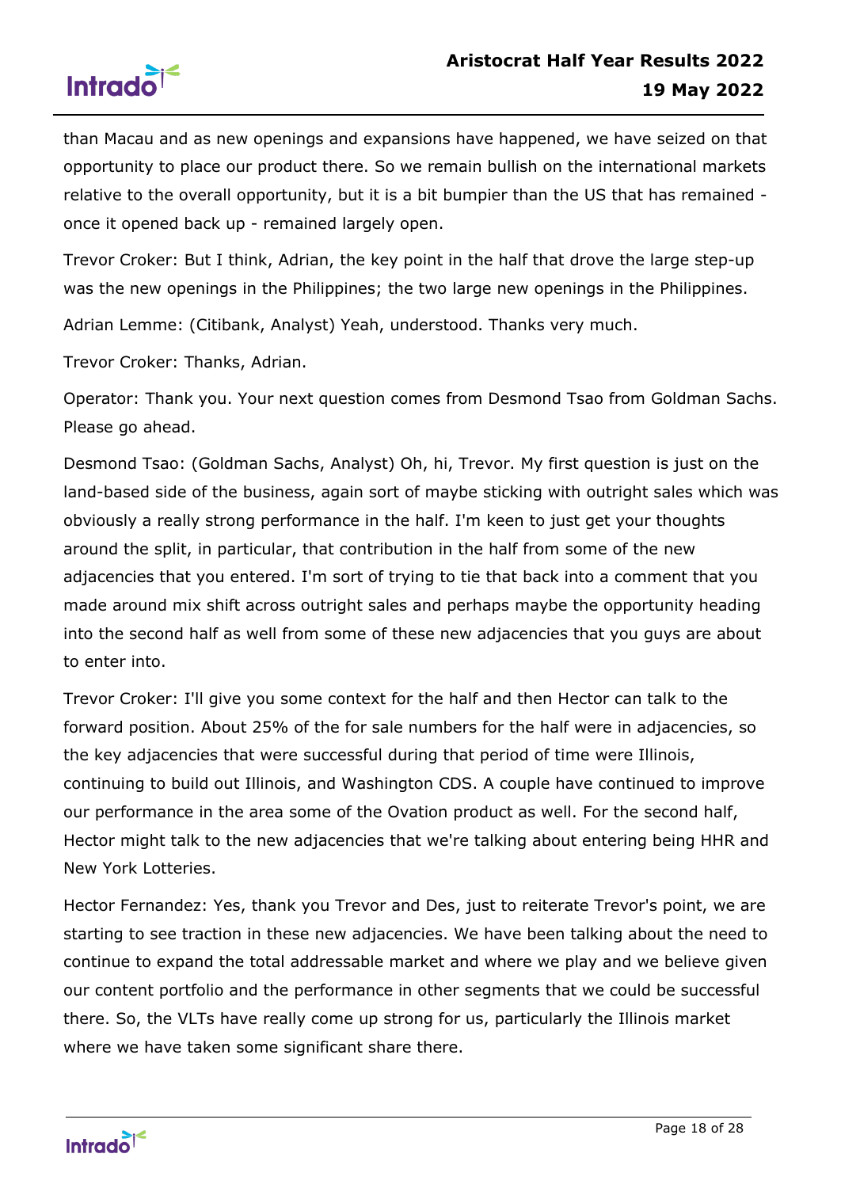than Macau and as new openings and expansions have happened, we have seized on that opportunity to place our product there. So we remain bullish on the international markets relative to the overall opportunity, but it is a bit bumpier than the US that has remained - once it opened back up - remained largely open.

Trevor Croker: But I think, Adrian, the key point in the half that drove the large step-up was the new openings in the Philippines; the two large new openings in the Philippines.

Adrian Lemme: (Citibank, Analyst) Yeah, understood. Thanks very much.

Trevor Croker: Thanks, Adrian.

Operator: Thank you. Your next question comes from Desmond Tsao from Goldman Sachs. Please go ahead.

Desmond Tsao: (Goldman Sachs, Analyst) Oh, hi, Trevor. My first question is just on the land-based side of the business, again sort of maybe sticking with outright sales which was obviously a really strong performance in the half. I'm keen to just get your thoughts around the split, in particular, that contribution in the half from some of the new adjacencies that you entered. I'm sort of trying to tie that back into a comment that you made around mix shift across outright sales and perhaps maybe the opportunity heading into the second half as well from some of these new adjacencies that you guys are about to enter into.

Trevor Croker: I'll give you some context for the half and then Hector can talk to the forward position. About 25% of the for sale numbers for the half were in adjacencies, so the key adjacencies that were successful during that period of time were Illinois, continuing to build out Illinois, and Washington CDS. A couple have continued to improve our performance in the area some of the Ovation product as well. For the second half, Hector might talk to the new adjacencies that we're talking about entering being HHR and New York Lotteries.

Hector Fernandez: Yes, thank you Trevor and Des, just to reiterate Trevor's point, we are starting to see traction in these new adjacencies. We have been talking about the need to continue to expand the total addressable market and where we play and we believe given our content portfolio and the performance in other segments that we could be successful there. So, the VLTs have really come up strong for us, particularly the Illinois market where we have taken some significant share there.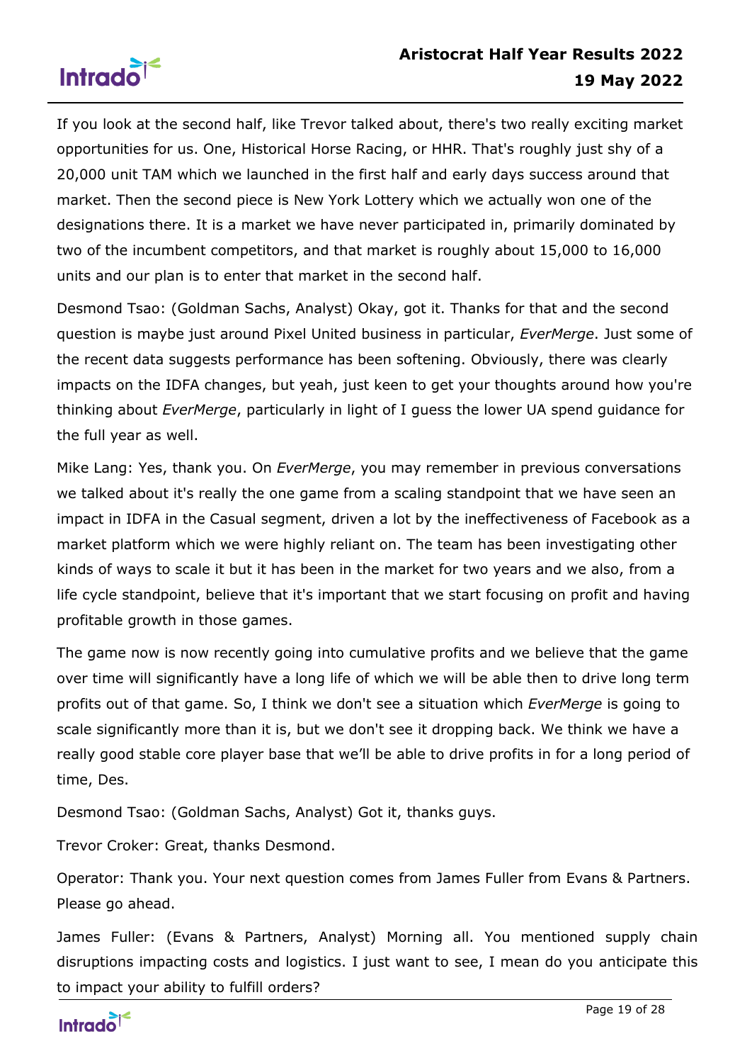If you look at the second half, like Trevor talked about, there's two really exciting market opportunities for us. One, Historical Horse Racing, or HHR. That's roughly just shy of a 20,000 unit TAM which we launched in the first half and early days success around that market. Then the second piece is New York Lottery which we actually won one of the designations there. It is a market we have never participated in, primarily dominated by two of the incumbent competitors, and that market is roughly about 15,000 to 16,000 units and our plan is to enter that market in the second half.

Desmond Tsao: (Goldman Sachs, Analyst) Okay, got it. Thanks for that and the second question is maybe just around Pixel United business in particular, *EverMerge*. Just some of the recent data suggests performance has been softening. Obviously, there was clearly impacts on the IDFA changes, but yeah, just keen to get your thoughts around how you're thinking about *EverMerge*, particularly in light of I guess the lower UA spend guidance for the full year as well.

Mike Lang: Yes, thank you. On *EverMerge*, you may remember in previous conversations we talked about it's really the one game from a scaling standpoint that we have seen an impact in IDFA in the Casual segment, driven a lot by the ineffectiveness of Facebook as a market platform which we were highly reliant on. The team has been investigating other kinds of ways to scale it but it has been in the market for two years and we also, from a life cycle standpoint, believe that it's important that we start focusing on profit and having profitable growth in those games.

The game now is now recently going into cumulative profits and we believe that the game over time will significantly have a long life of which we will be able then to drive long term profits out of that game. So, I think we don't see a situation which *EverMerge* is going to scale significantly more than it is, but we don't see it dropping back. We think we have a really good stable core player base that we'll be able to drive profits in for a long period of time, Des.

Desmond Tsao: (Goldman Sachs, Analyst) Got it, thanks guys.

Trevor Croker: Great, thanks Desmond.

Operator: Thank you. Your next question comes from James Fuller from Evans & Partners. Please go ahead.

James Fuller: (Evans & Partners, Analyst) Morning all. You mentioned supply chain disruptions impacting costs and logistics. I just want to see, I mean do you anticipate this to impact your ability to fulfill orders?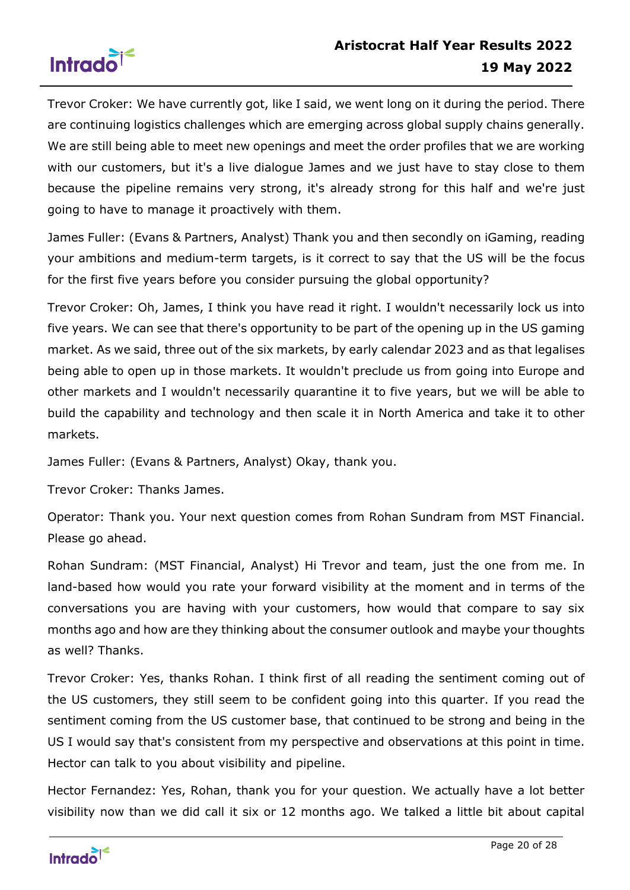Trevor Croker: We have currently got, like I said, we went long on it during the period. There are continuing logistics challenges which are emerging across global supply chains generally. We are still being able to meet new openings and meet the order profiles that we are working with our customers, but it's a live dialogue James and we just have to stay close to them because the pipeline remains very strong, it's already strong for this half and we're just going to have to manage it proactively with them.

James Fuller: (Evans & Partners, Analyst) Thank you and then secondly on iGaming, reading your ambitions and medium-term targets, is it correct to say that the US will be the focus for the first five years before you consider pursuing the global opportunity?

Trevor Croker: Oh, James, I think you have read it right. I wouldn't necessarily lock us into five years. We can see that there's opportunity to be part of the opening up in the US gaming market. As we said, three out of the six markets, by early calendar 2023 and as that legalises being able to open up in those markets. It wouldn't preclude us from going into Europe and other markets and I wouldn't necessarily quarantine it to five years, but we will be able to build the capability and technology and then scale it in North America and take it to other markets.

James Fuller: (Evans & Partners, Analyst) Okay, thank you.

Trevor Croker: Thanks James.

Operator: Thank you. Your next question comes from Rohan Sundram from MST Financial. Please go ahead.

Rohan Sundram: (MST Financial, Analyst) Hi Trevor and team, just the one from me. In land-based how would you rate your forward visibility at the moment and in terms of the conversations you are having with your customers, how would that compare to say six months ago and how are they thinking about the consumer outlook and maybe your thoughts as well? Thanks.

Trevor Croker: Yes, thanks Rohan. I think first of all reading the sentiment coming out of the US customers, they still seem to be confident going into this quarter. If you read the sentiment coming from the US customer base, that continued to be strong and being in the US I would say that's consistent from my perspective and observations at this point in time. Hector can talk to you about visibility and pipeline.

Hector Fernandez: Yes, Rohan, thank you for your question. We actually have a lot better visibility now than we did call it six or 12 months ago. We talked a little bit about capital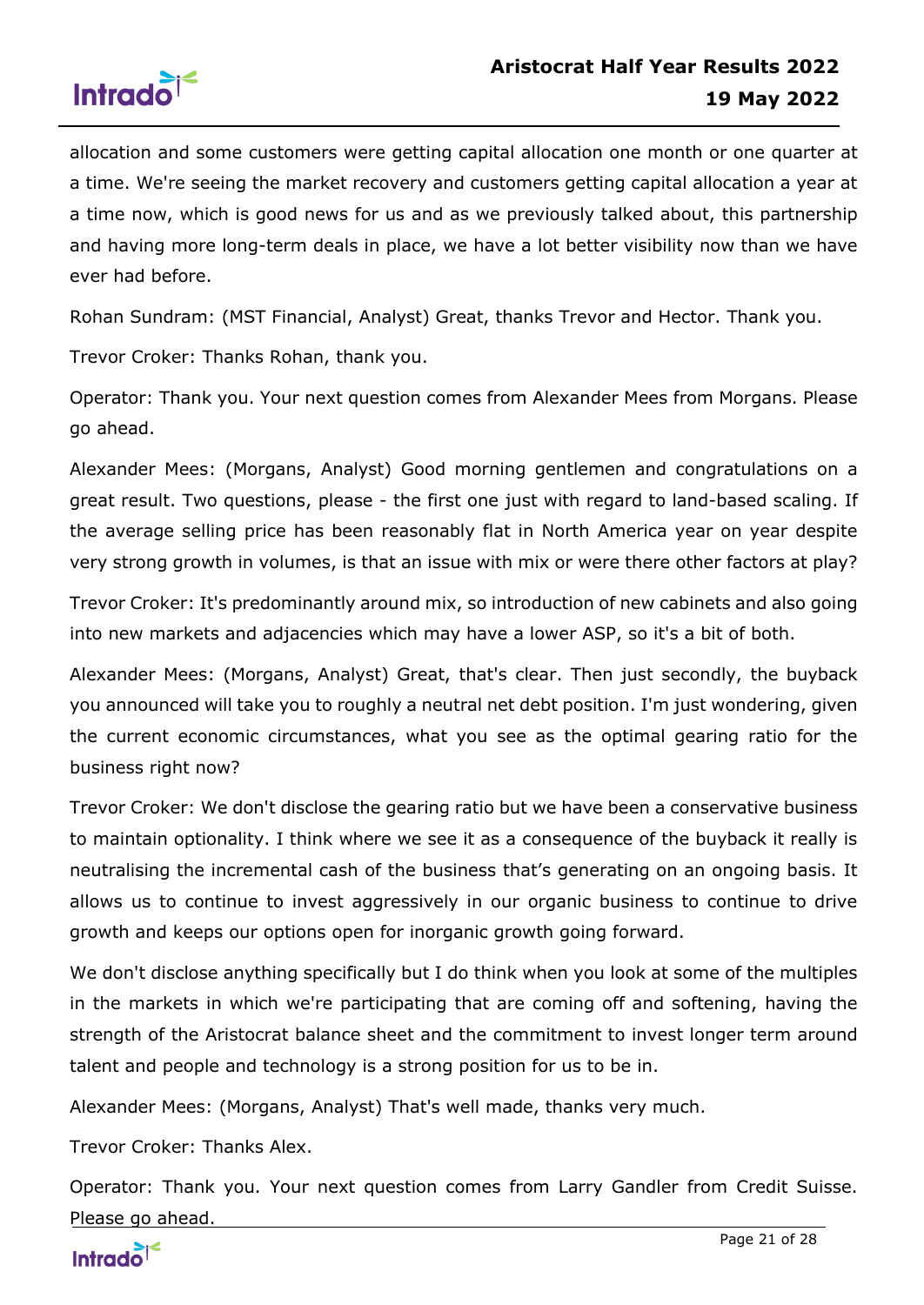allocation and some customers were getting capital allocation one month or one quarter at a time. We're seeing the market recovery and customers getting capital allocation a year at a time now, which is good news for us and as we previously talked about, this partnership and having more long-term deals in place, we have a lot better visibility now than we have ever had before.

Rohan Sundram: (MST Financial, Analyst) Great, thanks Trevor and Hector. Thank you.

Trevor Croker: Thanks Rohan, thank you.

Operator: Thank you. Your next question comes from Alexander Mees from Morgans. Please go ahead.

Alexander Mees: (Morgans, Analyst) Good morning gentlemen and congratulations on a great result. Two questions, please - the first one just with regard to land-based scaling. If the average selling price has been reasonably flat in North America year on year despite very strong growth in volumes, is that an issue with mix or were there other factors at play?

Trevor Croker: It's predominantly around mix, so introduction of new cabinets and also going into new markets and adjacencies which may have a lower ASP, so it's a bit of both.

Alexander Mees: (Morgans, Analyst) Great, that's clear. Then just secondly, the buyback you announced will take you to roughly a neutral net debt position. I'm just wondering, given the current economic circumstances, what you see as the optimal gearing ratio for the business right now?

Trevor Croker: We don't disclose the gearing ratio but we have been a conservative business to maintain optionality. I think where we see it as a consequence of the buyback it really is neutralising the incremental cash of the business that’s generating on an ongoing basis. It allows us to continue to invest aggressively in our organic business to continue to drive growth and keeps our options open for inorganic growth going forward.

We don't disclose anything specifically but I do think when you look at some of the multiples in the markets in which we're participating that are coming off and softening, having the strength of the Aristocrat balance sheet and the commitment to invest longer term around talent and people and technology is a strong position for us to be in.

Alexander Mees: (Morgans, Analyst) That's well made, thanks very much.

Trevor Croker: Thanks Alex.

Operator: Thank you. Your next question comes from Larry Gandler from Credit Suisse. Please go ahead.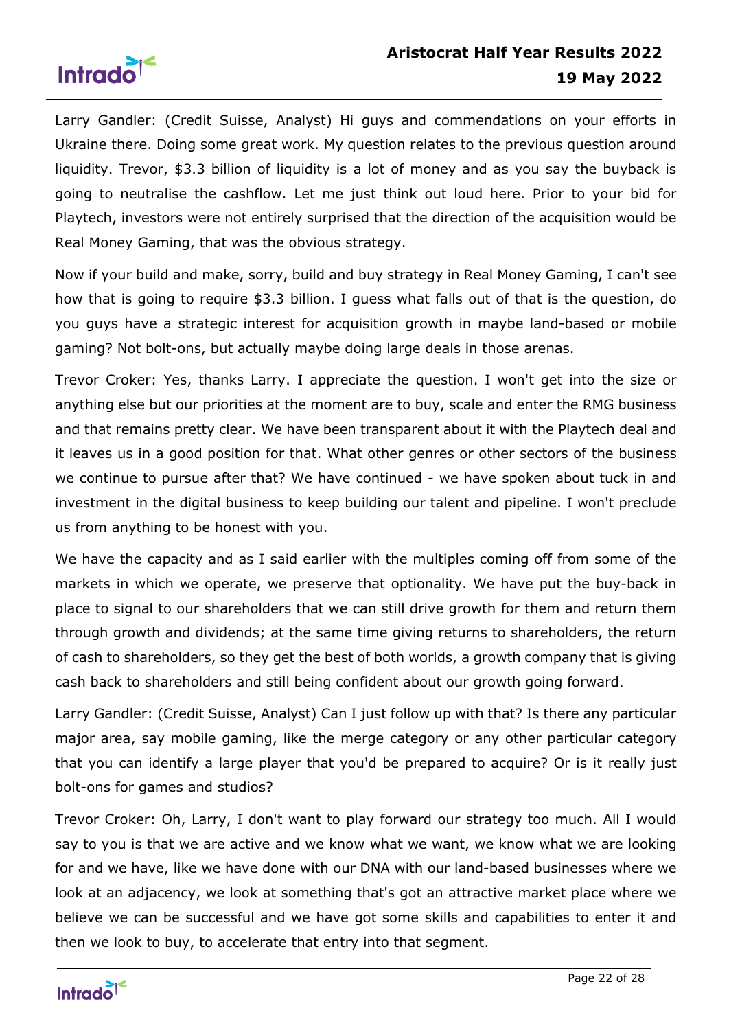Larry Gandler: (Credit Suisse, Analyst) Hi guys and commendations on your efforts in Ukraine there. Doing some great work. My question relates to the previous question around liquidity. Trevor, $3.3 billion of liquidity is a lot of money and as you say the buyback is going to neutralise the cashflow. Let me just think out loud here. Prior to your bid for Playtech, investors were not entirely surprised that the direction of the acquisition would be Real Money Gaming, that was the obvious strategy.

Now if your build and make, sorry, build and buy strategy in Real Money Gaming, I can't see how that is going to require $3.3 billion. I guess what falls out of that is the question, do you guys have a strategic interest for acquisition growth in maybe land-based or mobile gaming? Not bolt-ons, but actually maybe doing large deals in those arenas.

Trevor Croker: Yes, thanks Larry. I appreciate the question. I won't get into the size or anything else but our priorities at the moment are to buy, scale and enter the RMG business and that remains pretty clear. We have been transparent about it with the Playtech deal and it leaves us in a good position for that. What other genres or other sectors of the business we continue to pursue after that? We have continued - we have spoken about tuck in and investment in the digital business to keep building our talent and pipeline. I won't preclude us from anything to be honest with you.

We have the capacity and as I said earlier with the multiples coming off from some of the markets in which we operate, we preserve that optionality. We have put the buy-back in place to signal to our shareholders that we can still drive growth for them and return them through growth and dividends; at the same time giving returns to shareholders, the return of cash to shareholders, so they get the best of both worlds, a growth company that is giving cash back to shareholders and still being confident about our growth going forward.

Larry Gandler: (Credit Suisse, Analyst) Can I just follow up with that? Is there any particular major area, say mobile gaming, like the merge category or any other particular category that you can identify a large player that you'd be prepared to acquire? Or is it really just bolt-ons for games and studios?

Trevor Croker: Oh, Larry, I don't want to play forward our strategy too much. All I would say to you is that we are active and we know what we want, we know what we are looking for and we have, like we have done with our DNA with our land-based businesses where we look at an adjacency, we look at something that's got an attractive market place where we believe we can be successful and we have got some skills and capabilities to enter it and then we look to buy, to accelerate that entry into that segment.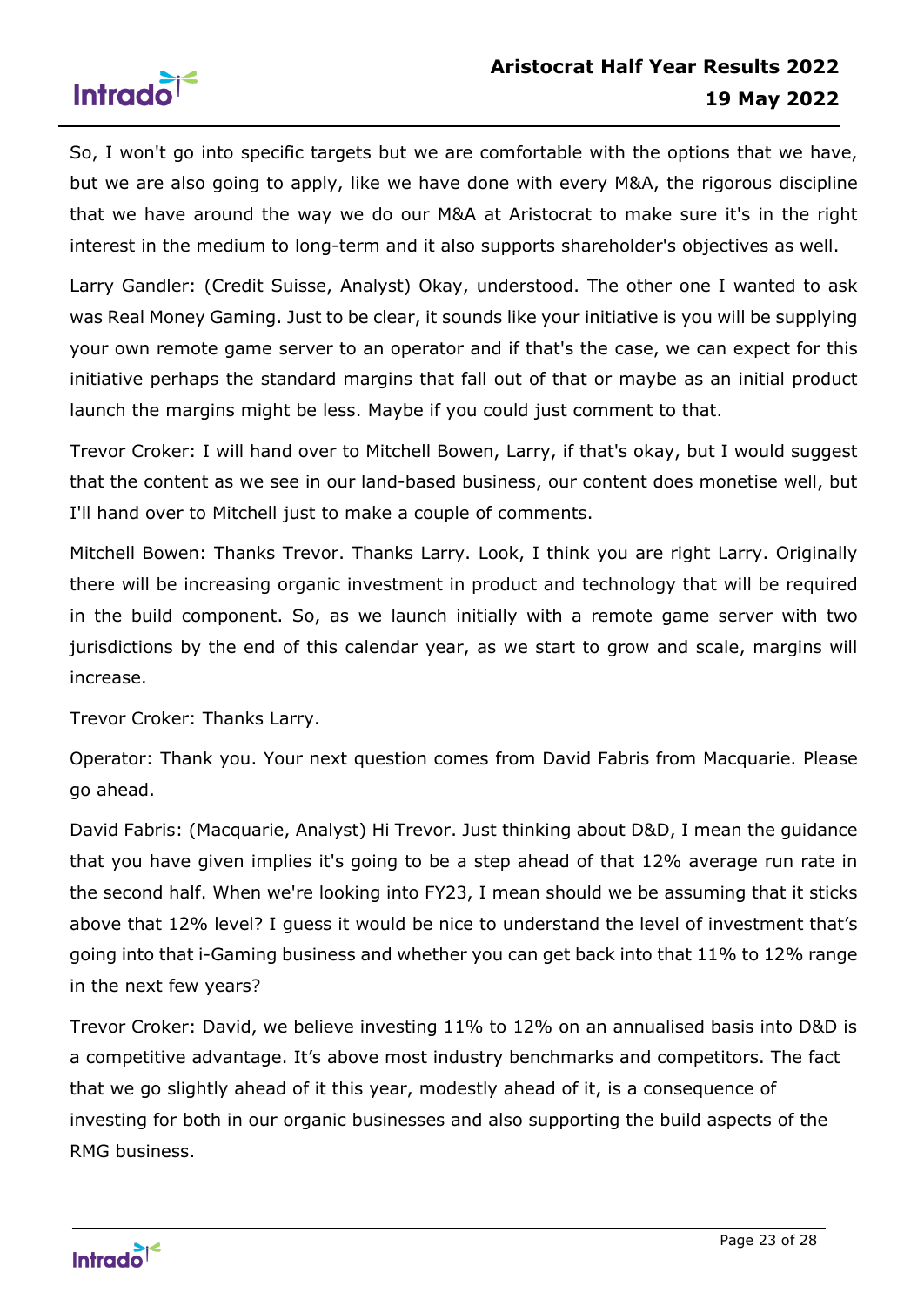So, I won't go into specific targets but we are comfortable with the options that we have, but we are also going to apply, like we have done with every M&A, the rigorous discipline that we have around the way we do our M&A at Aristocrat to make sure it's in the right interest in the medium to long-term and it also supports shareholder's objectives as well.

Larry Gandler: (Credit Suisse, Analyst) Okay, understood. The other one I wanted to ask was Real Money Gaming. Just to be clear, it sounds like your initiative is you will be supplying your own remote game server to an operator and if that's the case, we can expect for this initiative perhaps the standard margins that fall out of that or maybe as an initial product launch the margins might be less. Maybe if you could just comment to that.

Trevor Croker: I will hand over to Mitchell Bowen, Larry, if that's okay, but I would suggest that the content as we see in our land-based business, our content does monetise well, but I'll hand over to Mitchell just to make a couple of comments.

Mitchell Bowen: Thanks Trevor. Thanks Larry. Look, I think you are right Larry. Originally there will be increasing organic investment in product and technology that will be required in the build component. So, as we launch initially with a remote game server with two jurisdictions by the end of this calendar year, as we start to grow and scale, margins will increase.

Trevor Croker: Thanks Larry.

Operator: Thank you. Your next question comes from David Fabris from Macquarie. Please go ahead.

David Fabris: (Macquarie, Analyst) Hi Trevor. Just thinking about D&D, I mean the guidance that you have given implies it's going to be a step ahead of that 12% average run rate in the second half. When we're looking into FY23, I mean should we be assuming that it sticks above that 12% level? I guess it would be nice to understand the level of investment that's going into that i-Gaming business and whether you can get back into that 11% to 12% range in the next few years?

Trevor Croker: David, we believe investing 11% to 12% on an annualised basis into D&D is a competitive advantage. It's above most industry benchmarks and competitors. The fact that we go slightly ahead of it this year, modestly ahead of it, is a consequence of investing for both in our organic businesses and also supporting the build aspects of the RMG business.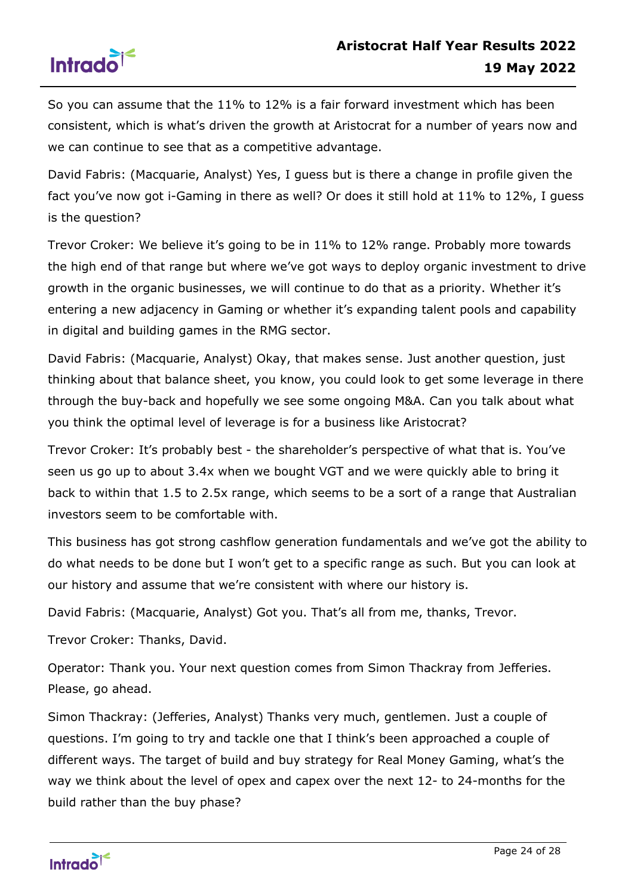So you can assume that the 11% to 12% is a fair forward investment which has been consistent, which is what's driven the growth at Aristocrat for a number of years now and we can continue to see that as a competitive advantage.

David Fabris: (Macquarie, Analyst) Yes, I guess but is there a change in profile given the fact you've now got i-Gaming in there as well? Or does it still hold at 11% to 12%, I guess is the question?

Trevor Croker: We believe it's going to be in 11% to 12% range. Probably more towards the high end of that range but where we've got ways to deploy organic investment to drive growth in the organic businesses, we will continue to do that as a priority. Whether it's entering a new adjacency in Gaming or whether it's expanding talent pools and capability in digital and building games in the RMG sector.

David Fabris: (Macquarie, Analyst) Okay, that makes sense. Just another question, just thinking about that balance sheet, you know, you could look to get some leverage in there through the buy-back and hopefully we see some ongoing M&A. Can you talk about what you think the optimal level of leverage is for a business like Aristocrat?

Trevor Croker: It's probably best - the shareholder's perspective of what that is. You've seen us go up to about 3.4x when we bought VGT and we were quickly able to bring it back to within that 1.5 to 2.5x range, which seems to be a sort of a range that Australian investors seem to be comfortable with.

This business has got strong cashflow generation fundamentals and we've got the ability to do what needs to be done but I won't get to a specific range as such. But you can look at our history and assume that we're consistent with where our history is.

David Fabris: (Macquarie, Analyst) Got you. That's all from me, thanks, Trevor.

Trevor Croker: Thanks, David.

Operator: Thank you. Your next question comes from Simon Thackray from Jefferies. Please, go ahead.

Simon Thackray: (Jefferies, Analyst) Thanks very much, gentlemen. Just a couple of questions. I'm going to try and tackle one that I think's been approached a couple of different ways. The target of build and buy strategy for Real Money Gaming, what's the way we think about the level of opex and capex over the next 12- to 24-months for the build rather than the buy phase?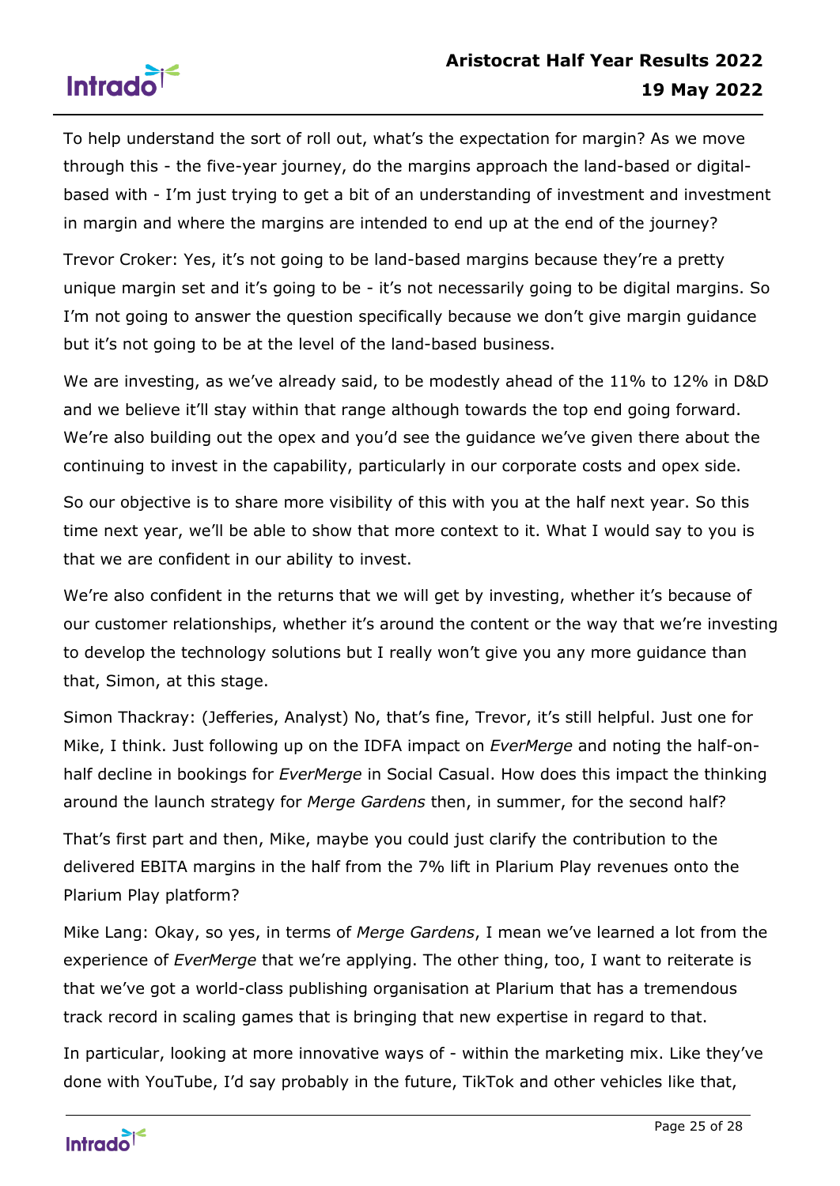To help understand the sort of roll out, what's the expectation for margin? As we move through this - the five-year journey, do the margins approach the land-based or digital-based with - I'm just trying to get a bit of an understanding of investment and investment in margin and where the margins are intended to end up at the end of the journey?

Trevor Croker: Yes, it's not going to be land-based margins because they're a pretty unique margin set and it's going to be - it's not necessarily going to be digital margins. So I'm not going to answer the question specifically because we don't give margin guidance but it's not going to be at the level of the land-based business.

We are investing, as we've already said, to be modestly ahead of the 11% to 12% in D&D and we believe it'll stay within that range although towards the top end going forward. We're also building out the opex and you'd see the guidance we've given there about the continuing to invest in the capability, particularly in our corporate costs and opex side.

So our objective is to share more visibility of this with you at the half next year. So this time next year, we'll be able to show that more context to it. What I would say to you is that we are confident in our ability to invest.

We're also confident in the returns that we will get by investing, whether it's because of our customer relationships, whether it's around the content or the way that we're investing to develop the technology solutions but I really won't give you any more guidance than that, Simon, at this stage.

Simon Thackray: (Jefferies, Analyst) No, that's fine, Trevor, it's still helpful. Just one for Mike, I think. Just following up on the IDFA impact on *EverMerge* and noting the half-on-half decline in bookings for *EverMerge* in Social Casual. How does this impact the thinking around the launch strategy for *Merge Gardens* then, in summer, for the second half?

That's first part and then, Mike, maybe you could just clarify the contribution to the delivered EBITA margins in the half from the 7% lift in Plarium Play revenues onto the Plarium Play platform?

Mike Lang: Okay, so yes, in terms of *Merge Gardens*, I mean we've learned a lot from the experience of *EverMerge* that we're applying. The other thing, too, I want to reiterate is that we've got a world-class publishing organisation at Plarium that has a tremendous track record in scaling games that is bringing that new expertise in regard to that.

In particular, looking at more innovative ways of - within the marketing mix. Like they've done with YouTube, I'd say probably in the future, TikTok and other vehicles like that,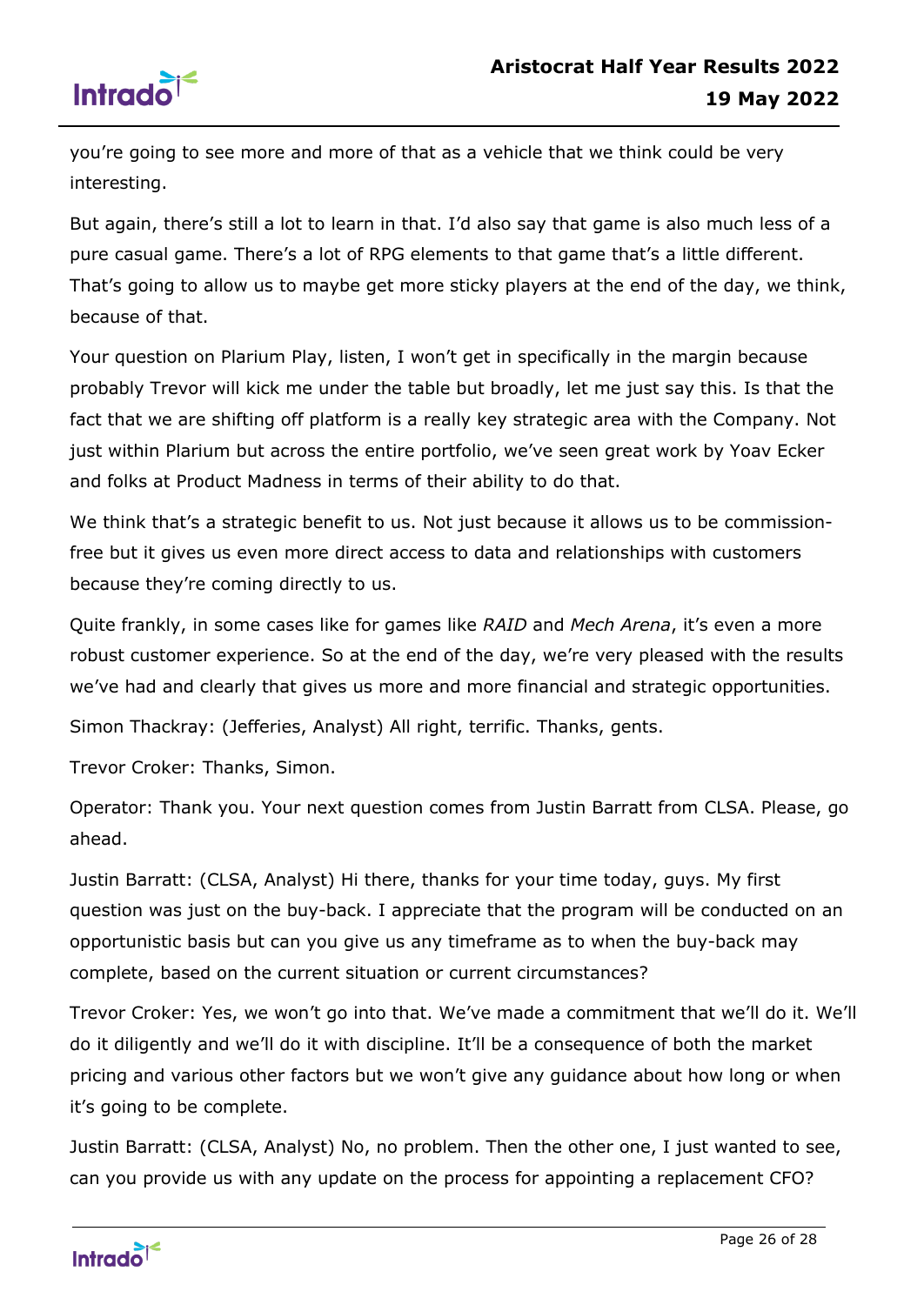you're going to see more and more of that as a vehicle that we think could be very interesting.

But again, there's still a lot to learn in that. I'd also say that game is also much less of a pure casual game. There's a lot of RPG elements to that game that's a little different. That's going to allow us to maybe get more sticky players at the end of the day, we think, because of that.

Your question on Plarium Play, listen, I won't get in specifically in the margin because probably Trevor will kick me under the table but broadly, let me just say this. Is that the fact that we are shifting off platform is a really key strategic area with the Company. Not just within Plarium but across the entire portfolio, we've seen great work by Yoav Ecker and folks at Product Madness in terms of their ability to do that.

We think that's a strategic benefit to us. Not just because it allows us to be commission-free but it gives us even more direct access to data and relationships with customers because they're coming directly to us.

Quite frankly, in some cases like for games like *RAID* and *Mech Arena*, it's even a more robust customer experience. So at the end of the day, we're very pleased with the results we've had and clearly that gives us more and more financial and strategic opportunities.

Simon Thackray: (Jefferies, Analyst) All right, terrific. Thanks, gents.

Trevor Croker: Thanks, Simon.

Operator: Thank you. Your next question comes from Justin Barratt from CLSA. Please, go ahead.

Justin Barratt: (CLSA, Analyst) Hi there, thanks for your time today, guys. My first question was just on the buy-back. I appreciate that the program will be conducted on an opportunistic basis but can you give us any timeframe as to when the buy-back may complete, based on the current situation or current circumstances?

Trevor Croker: Yes, we won't go into that. We've made a commitment that we'll do it. We'll do it diligently and we'll do it with discipline. It'll be a consequence of both the market pricing and various other factors but we won't give any guidance about how long or when it's going to be complete.

Justin Barratt: (CLSA, Analyst) No, no problem. Then the other one, I just wanted to see, can you provide us with any update on the process for appointing a replacement CFO?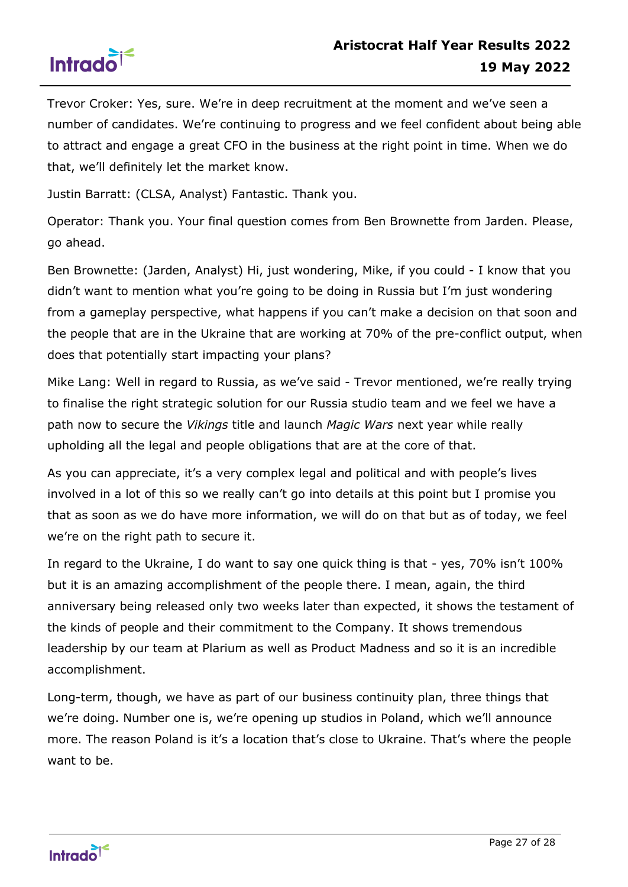Trevor Croker: Yes, sure. We're in deep recruitment at the moment and we've seen a number of candidates. We're continuing to progress and we feel confident about being able to attract and engage a great CFO in the business at the right point in time. When we do that, we'll definitely let the market know.

Justin Barratt: (CLSA, Analyst) Fantastic. Thank you.

Operator: Thank you. Your final question comes from Ben Brownette from Jarden. Please, go ahead.

Ben Brownette: (Jarden, Analyst) Hi, just wondering, Mike, if you could - I know that you didn't want to mention what you're going to be doing in Russia but I'm just wondering from a gameplay perspective, what happens if you can't make a decision on that soon and the people that are in the Ukraine that are working at 70% of the pre-conflict output, when does that potentially start impacting your plans?

Mike Lang: Well in regard to Russia, as we've said - Trevor mentioned, we're really trying to finalise the right strategic solution for our Russia studio team and we feel we have a path now to secure the *Vikings* title and launch *Magic Wars* next year while really upholding all the legal and people obligations that are at the core of that.

As you can appreciate, it's a very complex legal and political and with people's lives involved in a lot of this so we really can't go into details at this point but I promise you that as soon as we do have more information, we will do on that but as of today, we feel we're on the right path to secure it.

In regard to the Ukraine, I do want to say one quick thing is that - yes, 70% isn't 100% but it is an amazing accomplishment of the people there. I mean, again, the third anniversary being released only two weeks later than expected, it shows the testament of the kinds of people and their commitment to the Company. It shows tremendous leadership by our team at Plarium as well as Product Madness and so it is an incredible accomplishment.

Long-term, though, we have as part of our business continuity plan, three things that we're doing. Number one is, we're opening up studios in Poland, which we'll announce more. The reason Poland is it's a location that's close to Ukraine. That's where the people want to be.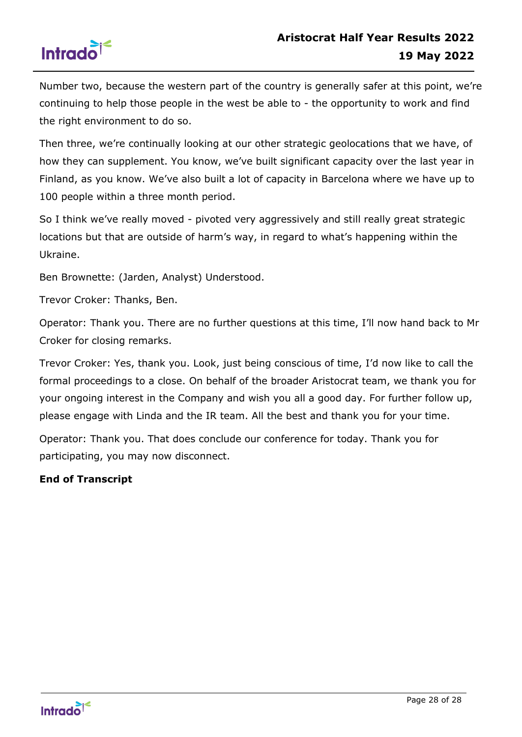Number two, because the western part of the country is generally safer at this point, we're continuing to help those people in the west be able to - the opportunity to work and find the right environment to do so.

Then three, we're continually looking at our other strategic geolocations that we have, of how they can supplement. You know, we've built significant capacity over the last year in Finland, as you know. We've also built a lot of capacity in Barcelona where we have up to 100 people within a three month period.

So I think we've really moved - pivoted very aggressively and still really great strategic locations but that are outside of harm's way, in regard to what's happening within the Ukraine.

Ben Brownette: (Jarden, Analyst) Understood.

Trevor Croker: Thanks, Ben.

Operator: Thank you. There are no further questions at this time, I'll now hand back to Mr Croker for closing remarks.

Trevor Croker: Yes, thank you. Look, just being conscious of time, I'd now like to call the formal proceedings to a close. On behalf of the broader Aristocrat team, we thank you for your ongoing interest in the Company and wish you all a good day. For further follow up, please engage with Linda and the IR team. All the best and thank you for your time.

Operator: Thank you. That does conclude our conference for today. Thank you for participating, you may now disconnect.

**End of Transcript**